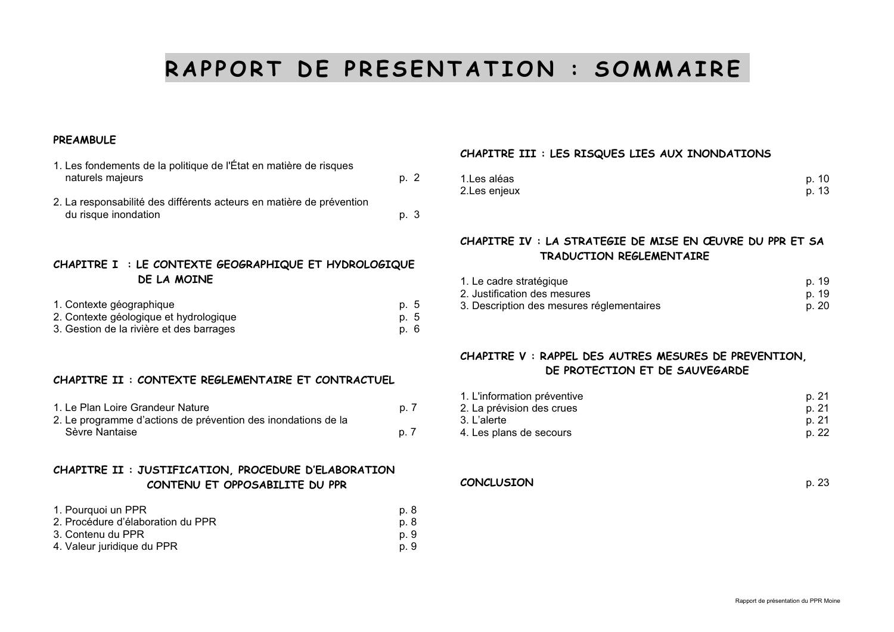# RAPPORT DE PRESENTATION : SOMMAIRE

**PREAMBULE**

1. Les fondements de la politique de l'État en matière de risques naturels majeurs — p. 2

2. La responsabilité des différents acteurs en matière de prévention du risque inondation — p. 3

**CHAPITRE I : LE CONTEXTE GEOGRAPHIQUE ET HYDROLOGIQUE DE LA MOINE**

1. Contexte géographique — p. 5
2. Contexte géologique et hydrologique — p. 5
3. Gestion de la rivière et des barrages — p. 6

**CHAPITRE II : CONTEXTE REGLEMENTAIRE ET CONTRACTUEL**

1. Le Plan Loire Grandeur Nature — p. 7
2. Le programme d'actions de prévention des inondations de la Sèvre Nantaise — p. 7

**CHAPITRE II : JUSTIFICATION, PROCEDURE D'ELABORATION CONTENU ET OPPOSABILITE DU PPR**

1. Pourquoi un PPR — p. 8
2. Procédure d'élaboration du PPR — p. 8
3. Contenu du PPR — p. 9
4. Valeur juridique du PPR — p. 9

**CHAPITRE III : LES RISQUES LIES AUX INONDATIONS**

1. Les aléas — p. 10
2. Les enjeux — p. 13

**CHAPITRE IV : LA STRATEGIE DE MISE EN ŒUVRE DU PPR ET SA TRADUCTION REGLEMENTAIRE**

1. Le cadre stratégique — p. 19
2. Justification des mesures — p. 19
3. Description des mesures réglementaires — p. 20

**CHAPITRE V : RAPPEL DES AUTRES MESURES DE PREVENTION, DE PROTECTION ET DE SAUVEGARDE**

1. L'information préventive — p. 21
2. La prévision des crues — p. 21
3. L'alerte — p. 21
4. Les plans de secours — p. 22

**CONCLUSION** — p. 23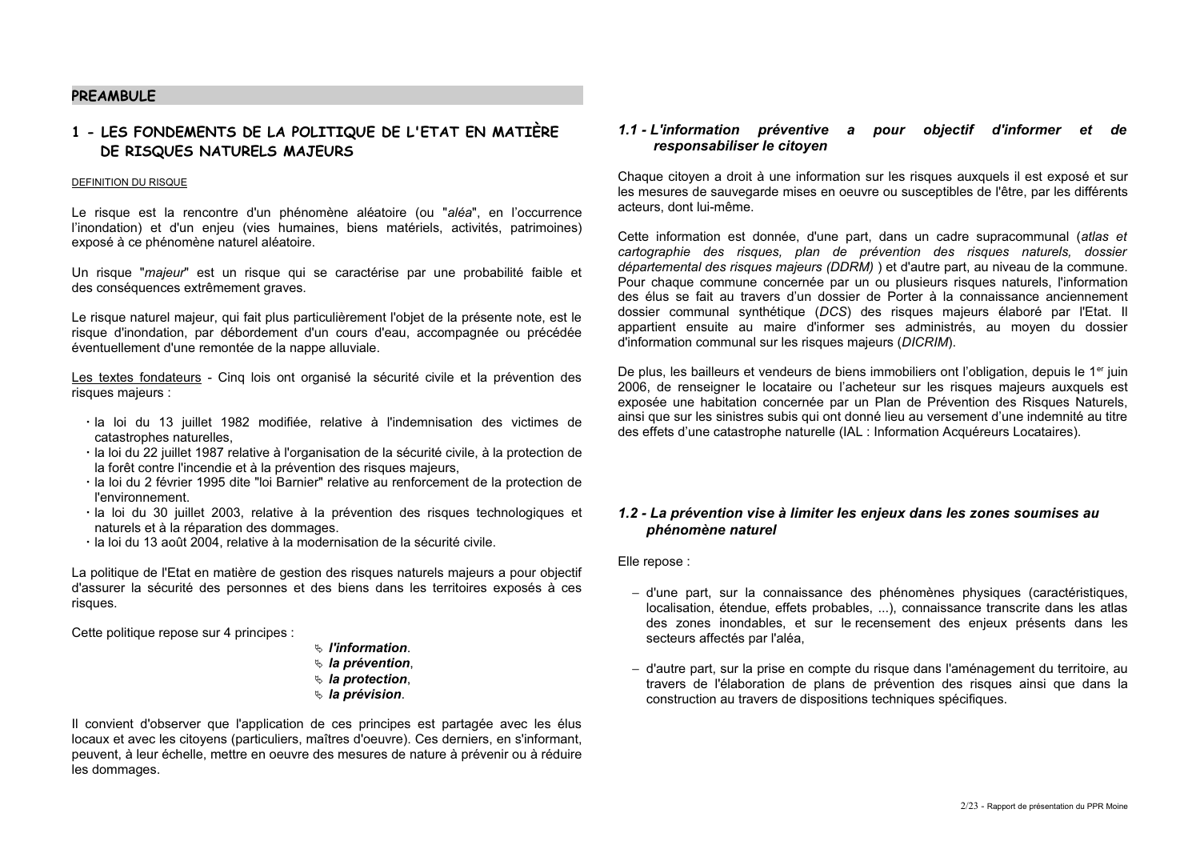## PREAMBULE

## 1 - LES FONDEMENTS DE LA POLITIQUE DE L'ETAT EN MATIÈRE DE RISQUES NATURELS MAJEURS

DEFINITION DU RISQUE

Le risque est la rencontre d'un phénomène aléatoire (ou "*aléa*", en l'occurrence l'inondation) et d'un enjeu (vies humaines, biens matériels, activités, patrimoines) exposé à ce phénomène naturel aléatoire.

Un risque "*majeur*" est un risque qui se caractérise par une probabilité faible et des conséquences extrêmement graves.

Le risque naturel majeur, qui fait plus particulièrement l'objet de la présente note, est le risque d'inondation, par débordement d'un cours d'eau, accompagnée ou précédée éventuellement d'une remontée de la nappe alluviale.

Les textes fondateurs - Cinq lois ont organisé la sécurité civile et la prévention des risques majeurs :

- la loi du 13 juillet 1982 modifiée, relative à l'indemnisation des victimes de catastrophes naturelles,
- la loi du 22 juillet 1987 relative à l'organisation de la sécurité civile, à la protection de la forêt contre l'incendie et à la prévention des risques majeurs,
- la loi du 2 février 1995 dite "loi Barnier" relative au renforcement de la protection de l'environnement.
- la loi du 30 juillet 2003, relative à la prévention des risques technologiques et naturels et à la réparation des dommages.
- la loi du 13 août 2004, relative à la modernisation de la sécurité civile.

La politique de l'Etat en matière de gestion des risques naturels majeurs a pour objectif d'assurer la sécurité des personnes et des biens dans les territoires exposés à ces risques.

Cette politique repose sur 4 principes :

- ***l'information***.
- ***la prévention***,
- ***la protection***,
- ***la prévision***.

Il convient d'observer que l'application de ces principes est partagée avec les élus locaux et avec les citoyens (particuliers, maîtres d'oeuvre). Ces derniers, en s'informant, peuvent, à leur échelle, mettre en oeuvre des mesures de nature à prévenir ou à réduire les dommages.

### *1.1 - L'information préventive a pour objectif d'informer et de responsabiliser le citoyen*

Chaque citoyen a droit à une information sur les risques auxquels il est exposé et sur les mesures de sauvegarde mises en oeuvre ou susceptibles de l'être, par les différents acteurs, dont lui-même.

Cette information est donnée, d'une part, dans un cadre supracommunal (*atlas et cartographie des risques, plan de prévention des risques naturels, dossier départemental des risques majeurs (DDRM)* ) et d'autre part, au niveau de la commune. Pour chaque commune concernée par un ou plusieurs risques naturels, l'information des élus se fait au travers d'un dossier de Porter à la connaissance anciennement dossier communal synthétique (*DCS*) des risques majeurs élaboré par l'Etat. Il appartient ensuite au maire d'informer ses administrés, au moyen du dossier d'information communal sur les risques majeurs (*DICRIM*).

De plus, les bailleurs et vendeurs de biens immobiliers ont l'obligation, depuis le 1[er] juin 2006, de renseigner le locataire ou l'acheteur sur les risques majeurs auxquels est exposée une habitation concernée par un Plan de Prévention des Risques Naturels, ainsi que sur les sinistres subis qui ont donné lieu au versement d'une indemnité au titre des effets d'une catastrophe naturelle (IAL : Information Acquéreurs Locataires).

### *1.2 - La prévention vise à limiter les enjeux dans les zones soumises au phénomène naturel*

Elle repose :

- d'une part, sur la connaissance des phénomènes physiques (caractéristiques, localisation, étendue, effets probables, ...), connaissance transcrite dans les atlas des zones inondables, et sur le recensement des enjeux présents dans les secteurs affectés par l'aléa,
- d'autre part, sur la prise en compte du risque dans l'aménagement du territoire, au travers de l'élaboration de plans de prévention des risques ainsi que dans la construction au travers de dispositions techniques spécifiques.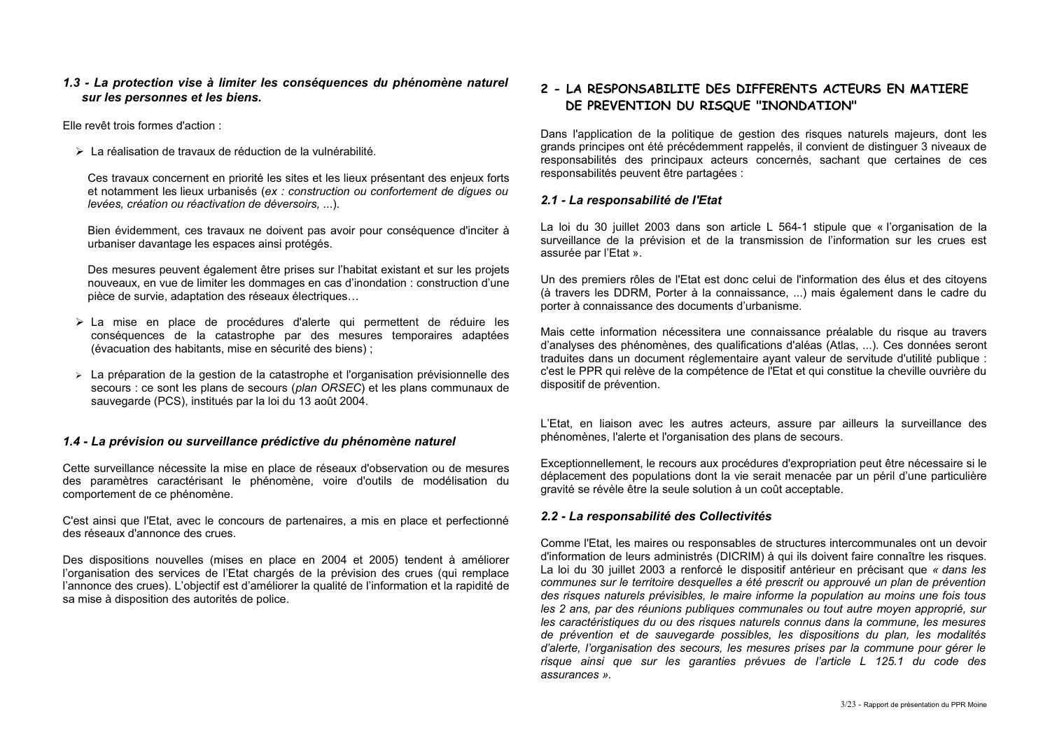### *1.3 - La protection vise à limiter les conséquences du phénomène naturel sur les personnes et les biens.*

Elle revêt trois formes d'action :

- La réalisation de travaux de réduction de la vulnérabilité.

  Ces travaux concernent en priorité les sites et les lieux présentant des enjeux forts et notamment les lieux urbanisés (*ex : construction ou confortement de digues ou levées, création ou réactivation de déversoirs, ...*).

  Bien évidemment, ces travaux ne doivent pas avoir pour conséquence d'inciter à urbaniser davantage les espaces ainsi protégés.

  Des mesures peuvent également être prises sur l'habitat existant et sur les projets nouveaux, en vue de limiter les dommages en cas d'inondation : construction d'une pièce de survie, adaptation des réseaux électriques…

- La mise en place de procédures d'alerte qui permettent de réduire les conséquences de la catastrophe par des mesures temporaires adaptées (évacuation des habitants, mise en sécurité des biens) ;

- La préparation de la gestion de la catastrophe et l'organisation prévisionnelle des secours : ce sont les plans de secours (*plan ORSEC*) et les plans communaux de sauvegarde (PCS), institués par la loi du 13 août 2004.

### *1.4 - La prévision ou surveillance prédictive du phénomène naturel*

Cette surveillance nécessite la mise en place de réseaux d'observation ou de mesures des paramètres caractérisant le phénomène, voire d'outils de modélisation du comportement de ce phénomène.

C'est ainsi que l'Etat, avec le concours de partenaires, a mis en place et perfectionné des réseaux d'annonce des crues.

Des dispositions nouvelles (mises en place en 2004 et 2005) tendent à améliorer l'organisation des services de l'Etat chargés de la prévision des crues (qui remplace l'annonce des crues). L'objectif est d'améliorer la qualité de l'information et la rapidité de sa mise à disposition des autorités de police.

## 2 - LA RESPONSABILITE DES DIFFERENTS ACTEURS EN MATIERE DE PREVENTION DU RISQUE "INONDATION"

Dans l'application de la politique de gestion des risques naturels majeurs, dont les grands principes ont été précédemment rappelés, il convient de distinguer 3 niveaux de responsabilités des principaux acteurs concernés, sachant que certaines de ces responsabilités peuvent être partagées :

### *2.1 - La responsabilité de l'Etat*

La loi du 30 juillet 2003 dans son article L 564-1 stipule que « l'organisation de la surveillance de la prévision et de la transmission de l'information sur les crues est assurée par l'Etat ».

Un des premiers rôles de l'Etat est donc celui de l'information des élus et des citoyens (à travers les DDRM, Porter à la connaissance, ...) mais également dans le cadre du porter à connaissance des documents d'urbanisme.

Mais cette information nécessitera une connaissance préalable du risque au travers d'analyses des phénomènes, des qualifications d'aléas (Atlas, ...). Ces données seront traduites dans un document réglementaire ayant valeur de servitude d'utilité publique : c'est le PPR qui relève de la compétence de l'Etat et qui constitue la cheville ouvrière du dispositif de prévention.

L'Etat, en liaison avec les autres acteurs, assure par ailleurs la surveillance des phénomènes, l'alerte et l'organisation des plans de secours.

Exceptionnellement, le recours aux procédures d'expropriation peut être nécessaire si le déplacement des populations dont la vie serait menacée par un péril d'une particulière gravité se révèle être la seule solution à un coût acceptable.

### *2.2 - La responsabilité des Collectivités*

Comme l'Etat, les maires ou responsables de structures intercommunales ont un devoir d'information de leurs administrés (DICRIM) à qui ils doivent faire connaître les risques. La loi du 30 juillet 2003 a renforcé le dispositif antérieur en précisant que *« dans les communes sur le territoire desquelles a été prescrit ou approuvé un plan de prévention des risques naturels prévisibles, le maire informe la population au moins une fois tous les 2 ans, par des réunions publiques communales ou tout autre moyen approprié, sur les caractéristiques du ou des risques naturels connus dans la commune, les mesures de prévention et de sauvegarde possibles, les dispositions du plan, les modalités d'alerte, l'organisation des secours, les mesures prises par la commune pour gérer le risque ainsi que sur les garanties prévues de l'article L 125.1 du code des assurances ».*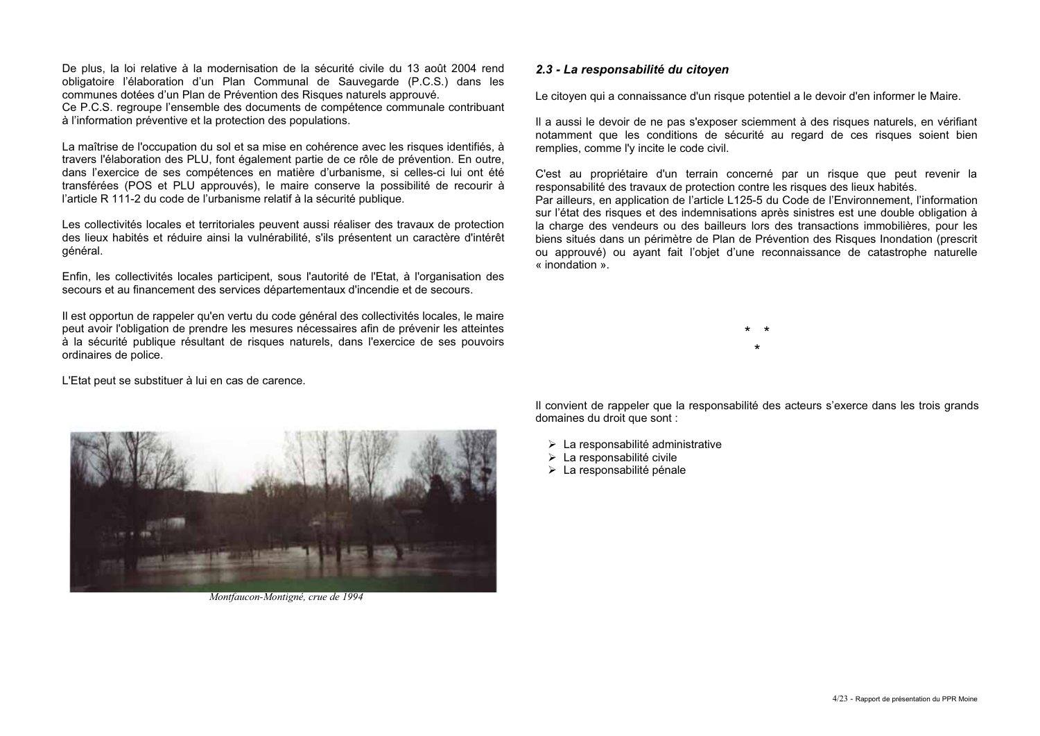De plus, la loi relative à la modernisation de la sécurité civile du 13 août 2004 rend obligatoire l'élaboration d'un Plan Communal de Sauvegarde (P.C.S.) dans les communes dotées d'un Plan de Prévention des Risques naturels approuvé.
Ce P.C.S. regroupe l'ensemble des documents de compétence communale contribuant à l'information préventive et la protection des populations.

La maîtrise de l'occupation du sol et sa mise en cohérence avec les risques identifiés, à travers l'élaboration des PLU, font également partie de ce rôle de prévention. En outre, dans l'exercice de ses compétences en matière d'urbanisme, si celles-ci lui ont été transférées (POS et PLU approuvés), le maire conserve la possibilité de recourir à l'article R 111-2 du code de l'urbanisme relatif à la sécurité publique.

Les collectivités locales et territoriales peuvent aussi réaliser des travaux de protection des lieux habités et réduire ainsi la vulnérabilité, s'ils présentent un caractère d'intérêt général.

Enfin, les collectivités locales participent, sous l'autorité de l'Etat, à l'organisation des secours et au financement des services départementaux d'incendie et de secours.

Il est opportun de rappeler qu'en vertu du code général des collectivités locales, le maire peut avoir l'obligation de prendre les mesures nécessaires afin de prévenir les atteintes à la sécurité publique résultant de risques naturels, dans l'exercice de ses pouvoirs ordinaires de police.

L'Etat peut se substituer à lui en cas de carence.

*Montfaucon-Montigné, crue de 1994*

### *2.3 - La responsabilité du citoyen*

Le citoyen qui a connaissance d'un risque potentiel a le devoir d'en informer le Maire.

Il a aussi le devoir de ne pas s'exposer sciemment à des risques naturels, en vérifiant notamment que les conditions de sécurité au regard de ces risques soient bien remplies, comme l'y incite le code civil.

C'est au propriétaire d'un terrain concerné par un risque que peut revenir la responsabilité des travaux de protection contre les risques des lieux habités.
Par ailleurs, en application de l'article L125-5 du Code de l'Environnement, l'information sur l'état des risques et des indemnisations après sinistres est une double obligation à la charge des vendeurs ou des bailleurs lors des transactions immobilières, pour les biens situés dans un périmètre de Plan de Prévention des Risques Inondation (prescrit ou approuvé) ou ayant fait l'objet d'une reconnaissance de catastrophe naturelle « inondation ».

\* \*
\*

Il convient de rappeler que la responsabilité des acteurs s'exerce dans les trois grands domaines du droit que sont :

- La responsabilité administrative
- La responsabilité civile
- La responsabilité pénale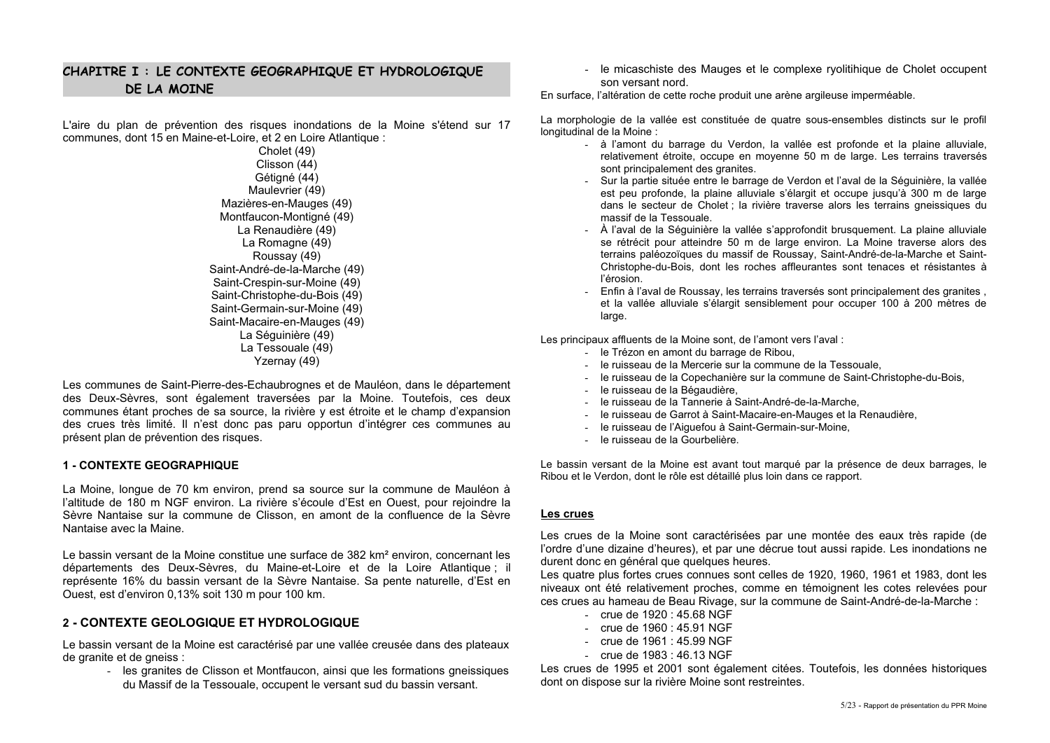# CHAPITRE I : LE CONTEXTE GEOGRAPHIQUE ET HYDROLOGIQUE DE LA MOINE

L'aire du plan de prévention des risques inondations de la Moine s'étend sur 17 communes, dont 15 en Maine-et-Loire, et 2 en Loire Atlantique :

Cholet (49)
Clisson (44)
Gétigné (44)
Maulevrier (49)
Mazières-en-Mauges (49)
Montfaucon-Montigné (49)
La Renaudière (49)
La Romagne (49)
Roussay (49)
Saint-André-de-la-Marche (49)
Saint-Crespin-sur-Moine (49)
Saint-Christophe-du-Bois (49)
Saint-Germain-sur-Moine (49)
Saint-Macaire-en-Mauges (49)
La Séguinière (49)
La Tessouale (49)
Yzernay (49)

Les communes de Saint-Pierre-des-Echaubrognes et de Mauléon, dans le département des Deux-Sèvres, sont également traversées par la Moine. Toutefois, ces deux communes étant proches de sa source, la rivière y est étroite et le champ d'expansion des crues très limité. Il n'est donc pas paru opportun d'intégrer ces communes au présent plan de prévention des risques.

## 1 - CONTEXTE GEOGRAPHIQUE

La Moine, longue de 70 km environ, prend sa source sur la commune de Mauléon à l'altitude de 180 m NGF environ. La rivière s'écoule d'Est en Ouest, pour rejoindre la Sèvre Nantaise sur la commune de Clisson, en amont de la confluence de la Sèvre Nantaise avec la Maine.

Le bassin versant de la Moine constitue une surface de 382 km² environ, concernant les départements des Deux-Sèvres, du Maine-et-Loire et de la Loire Atlantique ; il représente 16% du bassin versant de la Sèvre Nantaise. Sa pente naturelle, d'Est en Ouest, est d'environ 0,13% soit 130 m pour 100 km.

## 2 - CONTEXTE GEOLOGIQUE ET HYDROLOGIQUE

Le bassin versant de la Moine est caractérisé par une vallée creusée dans des plateaux de granite et de gneiss :

- les granites de Clisson et Montfaucon, ainsi que les formations gneissiques du Massif de la Tessouale, occupent le versant sud du bassin versant.
- le micaschiste des Mauges et le complexe ryolitihique de Cholet occupent son versant nord.

En surface, l'altération de cette roche produit une arène argileuse imperméable.

La morphologie de la vallée est constituée de quatre sous-ensembles distincts sur le profil longitudinal de la Moine :

- à l'amont du barrage du Verdon, la vallée est profonde et la plaine alluviale, relativement étroite, occupe en moyenne 50 m de large. Les terrains traversés sont principalement des granites.
- Sur la partie située entre le barrage de Verdon et l'aval de la Séguinière, la vallée est peu profonde, la plaine alluviale s'élargit et occupe jusqu'à 300 m de large dans le secteur de Cholet ; la rivière traverse alors les terrains gneissiques du massif de la Tessouale.
- À l'aval de la Séguinière la vallée s'approfondit brusquement. La plaine alluviale se rétrécit pour atteindre 50 m de large environ. La Moine traverse alors des terrains paléozoïques du massif de Roussay, Saint-André-de-la-Marche et Saint-Christophe-du-Bois, dont les roches affleurantes sont tenaces et résistantes à l'érosion.
- Enfin à l'aval de Roussay, les terrains traversés sont principalement des granites , et la vallée alluviale s'élargit sensiblement pour occuper 100 à 200 mètres de large.

Les principaux affluents de la Moine sont, de l'amont vers l'aval :

- le Trézon en amont du barrage de Ribou,
- le ruisseau de la Mercerie sur la commune de la Tessouale,
- le ruisseau de la Copechanière sur la commune de Saint-Christophe-du-Bois,
- le ruisseau de la Bégaudière,
- le ruisseau de la Tannerie à Saint-André-de-la-Marche,
- le ruisseau de Garrot à Saint-Macaire-en-Mauges et la Renaudière,
- le ruisseau de l'Aiguefou à Saint-Germain-sur-Moine,
- le ruisseau de la Gourbelière.

Le bassin versant de la Moine est avant tout marqué par la présence de deux barrages, le Ribou et le Verdon, dont le rôle est détaillé plus loin dans ce rapport.

### Les crues

Les crues de la Moine sont caractérisées par une montée des eaux très rapide (de l'ordre d'une dizaine d'heures), et par une décrue tout aussi rapide. Les inondations ne durent donc en général que quelques heures.

Les quatre plus fortes crues connues sont celles de 1920, 1960, 1961 et 1983, dont les niveaux ont été relativement proches, comme en témoignent les cotes relevées pour ces crues au hameau de Beau Rivage, sur la commune de Saint-André-de-la-Marche :

- crue de 1920 : 45.68 NGF
- crue de 1960 : 45.91 NGF
- crue de 1961 : 45.99 NGF
- crue de 1983 : 46.13 NGF

Les crues de 1995 et 2001 sont également citées. Toutefois, les données historiques dont on dispose sur la rivière Moine sont restreintes.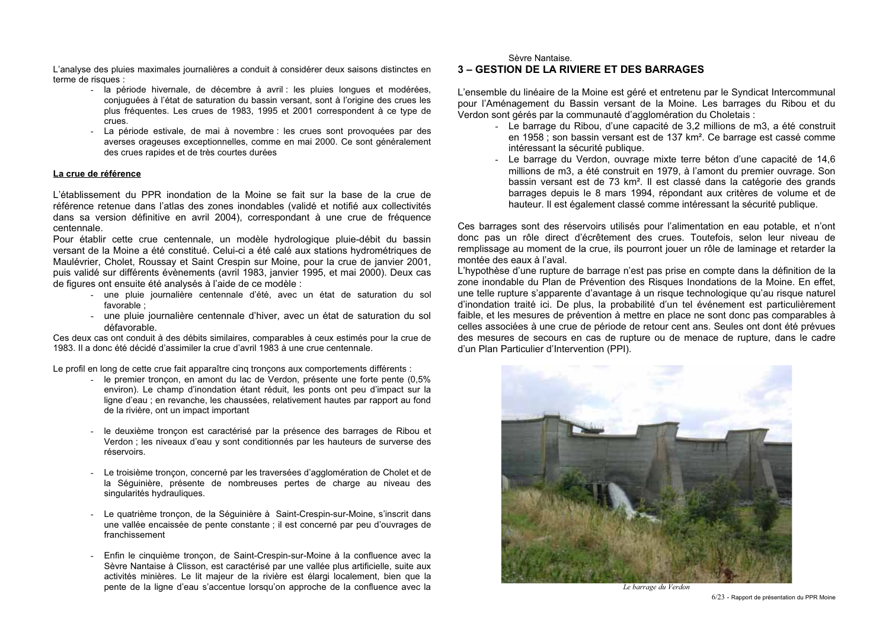L'analyse des pluies maximales journalières a conduit à considérer deux saisons distinctes en terme de risques :

- la période hivernale, de décembre à avril : les pluies longues et modérées, conjuguées à l'état de saturation du bassin versant, sont à l'origine des crues les plus fréquentes. Les crues de 1983, 1995 et 2001 correspondent à ce type de crues.
- La période estivale, de mai à novembre : les crues sont provoquées par des averses orageuses exceptionnelles, comme en mai 2000. Ce sont généralement des crues rapides et de très courtes durées

**La crue de référence**

L'établissement du PPR inondation de la Moine se fait sur la base de la crue de référence retenue dans l'atlas des zones inondables (validé et notifié aux collectivités dans sa version définitive en avril 2004), correspondant à une crue de fréquence centennale.

Pour établir cette crue centennale, un modèle hydrologique pluie-débit du bassin versant de la Moine a été constitué. Celui-ci a été calé aux stations hydrométriques de Maulévrier, Cholet, Roussay et Saint Crespin sur Moine, pour la crue de janvier 2001, puis validé sur différents évènements (avril 1983, janvier 1995, et mai 2000). Deux cas de figures ont ensuite été analysés à l'aide de ce modèle :

- une pluie journalière centennale d'été, avec un état de saturation du sol favorable ;
- une pluie journalière centennale d'hiver, avec un état de saturation du sol défavorable.

Ces deux cas ont conduit à des débits similaires, comparables à ceux estimés pour la crue de 1983. Il a donc été décidé d'assimiler la crue d'avril 1983 à une crue centennale.

Le profil en long de cette crue fait apparaître cinq tronçons aux comportements différents :

- le premier tronçon, en amont du lac de Verdon, présente une forte pente (0,5% environ). Le champ d'inondation étant réduit, les ponts ont peu d'impact sur la ligne d'eau ; en revanche, les chaussées, relativement hautes par rapport au fond de la rivière, ont un impact important

- le deuxième tronçon est caractérisé par la présence des barrages de Ribou et Verdon ; les niveaux d'eau y sont conditionnés par les hauteurs de surverse des réservoirs.

- Le troisième tronçon, concerné par les traversées d'agglomération de Cholet et de la Séguinière, présente de nombreuses pertes de charge au niveau des singularités hydrauliques.

- Le quatrième tronçon, de la Séguinière à Saint-Crespin-sur-Moine, s'inscrit dans une vallée encaissée de pente constante ; il est concerné par peu d'ouvrages de franchissement

- Enfin le cinquième tronçon, de Saint-Crespin-sur-Moine à la confluence avec la Sèvre Nantaise à Clisson, est caractérisé par une vallée plus artificielle, suite aux activités minières. Le lit majeur de la rivière est élargi localement, bien que la pente de la ligne d'eau s'accentue lorsqu'on approche de la confluence avec la Sèvre Nantaise.

## 3 – GESTION DE LA RIVIERE ET DES BARRAGES

L'ensemble du linéaire de la Moine est géré et entretenu par le Syndicat Intercommunal pour l'Aménagement du Bassin versant de la Moine. Les barrages du Ribou et du Verdon sont gérés par la communauté d'agglomération du Choletais :

- Le barrage du Ribou, d'une capacité de 3,2 millions de m3, a été construit en 1958 ; son bassin versant est de 137 km². Ce barrage est cassé comme intéressant la sécurité publique.
- Le barrage du Verdon, ouvrage mixte terre béton d'une capacité de 14,6 millions de m3, a été construit en 1979, à l'amont du premier ouvrage. Son bassin versant est de 73 km². Il est classé dans la catégorie des grands barrages depuis le 8 mars 1994, répondant aux critères de volume et de hauteur. Il est également classé comme intéressant la sécurité publique.

Ces barrages sont des réservoirs utilisés pour l'alimentation en eau potable, et n'ont donc pas un rôle direct d'écrêtement des crues. Toutefois, selon leur niveau de remplissage au moment de la crue, ils pourront jouer un rôle de laminage et retarder la montée des eaux à l'aval.

L'hypothèse d'une rupture de barrage n'est pas prise en compte dans la définition de la zone inondable du Plan de Prévention des Risques Inondations de la Moine. En effet, une telle rupture s'apparente d'avantage à un risque technologique qu'au risque naturel d'inondation traité ici. De plus, la probabilité d'un tel événement est particulièrement faible, et les mesures de prévention à mettre en place ne sont donc pas comparables à celles associées à une crue de période de retour cent ans. Seules ont dont été prévues des mesures de secours en cas de rupture ou de menace de rupture, dans le cadre d'un Plan Particulier d'Intervention (PPI).

*Le barrage du Verdon*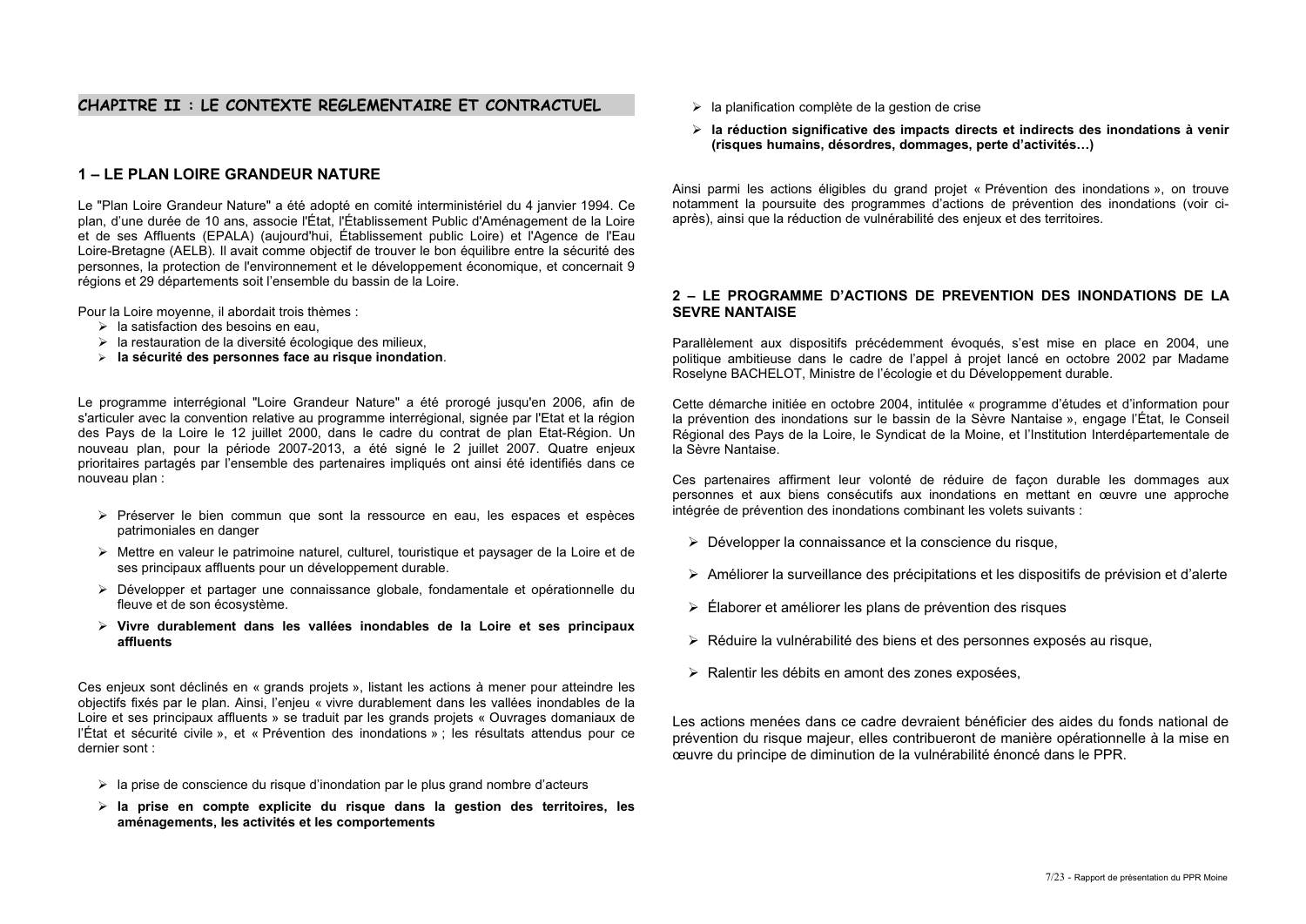## CHAPITRE II : LE CONTEXTE REGLEMENTAIRE ET CONTRACTUEL

### 1 – LE PLAN LOIRE GRANDEUR NATURE

Le "Plan Loire Grandeur Nature" a été adopté en comité interministériel du 4 janvier 1994. Ce plan, d'une durée de 10 ans, associe l'État, l'Établissement Public d'Aménagement de la Loire et de ses Affluents (EPALA) (aujourd'hui, Établissement public Loire) et l'Agence de l'Eau Loire-Bretagne (AELB). Il avait comme objectif de trouver le bon équilibre entre la sécurité des personnes, la protection de l'environnement et le développement économique, et concernait 9 régions et 29 départements soit l'ensemble du bassin de la Loire.

Pour la Loire moyenne, il abordait trois thèmes :

- la satisfaction des besoins en eau,
- la restauration de la diversité écologique des milieux,
- **la sécurité des personnes face au risque inondation**.

Le programme interrégional "Loire Grandeur Nature" a été prorogé jusqu'en 2006, afin de s'articuler avec la convention relative au programme interrégional, signée par l'Etat et la région des Pays de la Loire le 12 juillet 2000, dans le cadre du contrat de plan Etat-Région. Un nouveau plan, pour la période 2007-2013, a été signé le 2 juillet 2007. Quatre enjeux prioritaires partagés par l'ensemble des partenaires impliqués ont ainsi été identifiés dans ce nouveau plan :

- Préserver le bien commun que sont la ressource en eau, les espaces et espèces patrimoniales en danger
- Mettre en valeur le patrimoine naturel, culturel, touristique et paysager de la Loire et de ses principaux affluents pour un développement durable.
- Développer et partager une connaissance globale, fondamentale et opérationnelle du fleuve et de son écosystème.
- **Vivre durablement dans les vallées inondables de la Loire et ses principaux affluents**

Ces enjeux sont déclinés en « grands projets », listant les actions à mener pour atteindre les objectifs fixés par le plan. Ainsi, l'enjeu « vivre durablement dans les vallées inondables de la Loire et ses principaux affluents » se traduit par les grands projets « Ouvrages domaniaux de l'État et sécurité civile », et « Prévention des inondations » ; les résultats attendus pour ce dernier sont :

- la prise de conscience du risque d'inondation par le plus grand nombre d'acteurs
- **la prise en compte explicite du risque dans la gestion des territoires, les aménagements, les activités et les comportements**
- la planification complète de la gestion de crise
- **la réduction significative des impacts directs et indirects des inondations à venir (risques humains, désordres, dommages, perte d'activités…)**

Ainsi parmi les actions éligibles du grand projet « Prévention des inondations », on trouve notamment la poursuite des programmes d'actions de prévention des inondations (voir ci-après), ainsi que la réduction de vulnérabilité des enjeux et des territoires.

### 2 – LE PROGRAMME D'ACTIONS DE PREVENTION DES INONDATIONS DE LA SEVRE NANTAISE

Parallèlement aux dispositifs précédemment évoqués, s'est mise en place en 2004, une politique ambitieuse dans le cadre de l'appel à projet lancé en octobre 2002 par Madame Roselyne BACHELOT, Ministre de l'écologie et du Développement durable.

Cette démarche initiée en octobre 2004, intitulée « programme d'études et d'information pour la prévention des inondations sur le bassin de la Sèvre Nantaise », engage l'État, le Conseil Régional des Pays de la Loire, le Syndicat de la Moine, et l'Institution Interdépartementale de la Sèvre Nantaise.

Ces partenaires affirment leur volonté de réduire de façon durable les dommages aux personnes et aux biens consécutifs aux inondations en mettant en œuvre une approche intégrée de prévention des inondations combinant les volets suivants :

- Développer la connaissance et la conscience du risque,
- Améliorer la surveillance des précipitations et les dispositifs de prévision et d'alerte
- Élaborer et améliorer les plans de prévention des risques
- Réduire la vulnérabilité des biens et des personnes exposés au risque,
- Ralentir les débits en amont des zones exposées,

Les actions menées dans ce cadre devraient bénéficier des aides du fonds national de prévention du risque majeur, elles contribueront de manière opérationnelle à la mise en œuvre du principe de diminution de la vulnérabilité énoncé dans le PPR.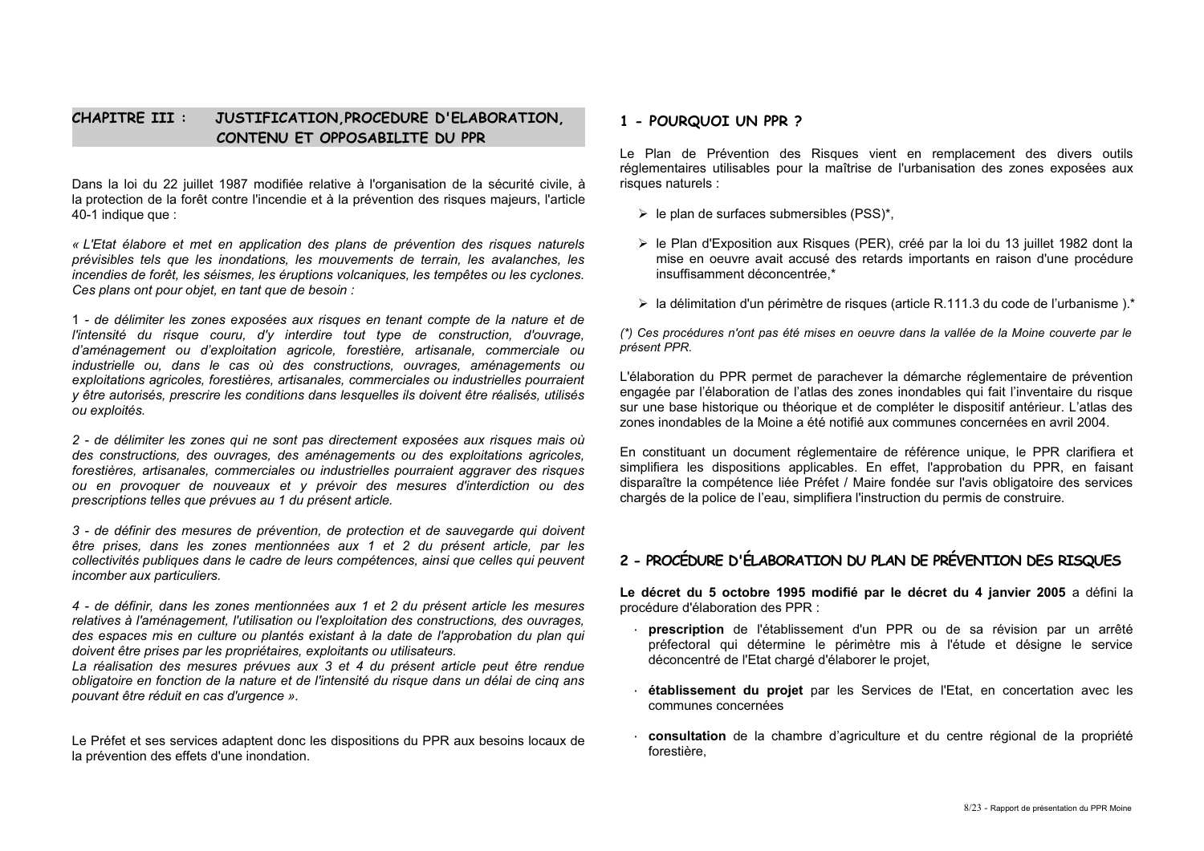## CHAPITRE III : JUSTIFICATION,PROCEDURE D'ELABORATION, CONTENU ET OPPOSABILITE DU PPR

Dans la loi du 22 juillet 1987 modifiée relative à l'organisation de la sécurité civile, à la protection de la forêt contre l'incendie et à la prévention des risques majeurs, l'article 40-1 indique que :

*« L'Etat élabore et met en application des plans de prévention des risques naturels prévisibles tels que les inondations, les mouvements de terrain, les avalanches, les incendies de forêt, les séismes, les éruptions volcaniques, les tempêtes ou les cyclones. Ces plans ont pour objet, en tant que de besoin :*

*1 - de délimiter les zones exposées aux risques en tenant compte de la nature et de l'intensité du risque couru, d'y interdire tout type de construction, d'ouvrage, d'aménagement ou d'exploitation agricole, forestière, artisanale, commerciale ou industrielle ou, dans le cas où des constructions, ouvrages, aménagements ou exploitations agricoles, forestières, artisanales, commerciales ou industrielles pourraient y être autorisés, prescrire les conditions dans lesquelles ils doivent être réalisés, utilisés ou exploités.*

*2 - de délimiter les zones qui ne sont pas directement exposées aux risques mais où des constructions, des ouvrages, des aménagements ou des exploitations agricoles, forestières, artisanales, commerciales ou industrielles pourraient aggraver des risques ou en provoquer de nouveaux et y prévoir des mesures d'interdiction ou des prescriptions telles que prévues au 1 du présent article.*

*3 - de définir des mesures de prévention, de protection et de sauvegarde qui doivent être prises, dans les zones mentionnées aux 1 et 2 du présent article, par les collectivités publiques dans le cadre de leurs compétences, ainsi que celles qui peuvent incomber aux particuliers.*

*4 - de définir, dans les zones mentionnées aux 1 et 2 du présent article les mesures relatives à l'aménagement, l'utilisation ou l'exploitation des constructions, des ouvrages, des espaces mis en culture ou plantés existant à la date de l'approbation du plan qui doivent être prises par les propriétaires, exploitants ou utilisateurs.*
*La réalisation des mesures prévues aux 3 et 4 du présent article peut être rendue obligatoire en fonction de la nature et de l'intensité du risque dans un délai de cinq ans pouvant être réduit en cas d'urgence ».*

Le Préfet et ses services adaptent donc les dispositions du PPR aux besoins locaux de la prévention des effets d'une inondation.

### 1 - POURQUOI UN PPR ?

Le Plan de Prévention des Risques vient en remplacement des divers outils réglementaires utilisables pour la maîtrise de l'urbanisation des zones exposées aux risques naturels :

- le plan de surfaces submersibles (PSS)*,
- le Plan d'Exposition aux Risques (PER), créé par la loi du 13 juillet 1982 dont la mise en oeuvre avait accusé des retards importants en raison d'une procédure insuffisamment déconcentrée,*
- la délimitation d'un périmètre de risques (article R.111.3 du code de l'urbanisme ).*

*(\*) Ces procédures n'ont pas été mises en oeuvre dans la vallée de la Moine couverte par le présent PPR.*

L'élaboration du PPR permet de parachever la démarche réglementaire de prévention engagée par l'élaboration de l'atlas des zones inondables qui fait l'inventaire du risque sur une base historique ou théorique et de compléter le dispositif antérieur. L'atlas des zones inondables de la Moine a été notifié aux communes concernées en avril 2004.

En constituant un document réglementaire de référence unique, le PPR clarifiera et simplifiera les dispositions applicables. En effet, l'approbation du PPR, en faisant disparaître la compétence liée Préfet / Maire fondée sur l'avis obligatoire des services chargés de la police de l'eau, simplifiera l'instruction du permis de construire.

### 2 - PROCÉDURE D'ÉLABORATION DU PLAN DE PRÉVENTION DES RISQUES

**Le décret du 5 octobre 1995 modifié par le décret du 4 janvier 2005** a défini la procédure d'élaboration des PPR :

- **prescription** de l'établissement d'un PPR ou de sa révision par un arrêté préfectoral qui détermine le périmètre mis à l'étude et désigne le service déconcentré de l'Etat chargé d'élaborer le projet,
- **établissement du projet** par les Services de l'Etat, en concertation avec les communes concernées
- **consultation** de la chambre d'agriculture et du centre régional de la propriété forestière,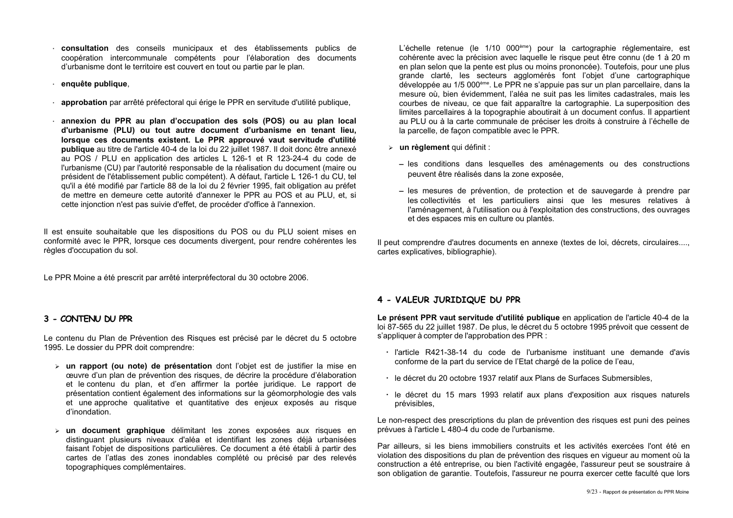- **consultation** des conseils municipaux et des établissements publics de coopération intercommunale compétents pour l'élaboration des documents d'urbanisme dont le territoire est couvert en tout ou partie par le plan.
- **enquête publique**,
- **approbation** par arrêté préfectoral qui érige le PPR en servitude d'utilité publique,
- **annexion du PPR au plan d'occupation des sols (POS) ou au plan local d'urbanisme (PLU) ou tout autre document d'urbanisme en tenant lieu, lorsque ces documents existent. Le PPR approuvé vaut servitude d'utilité publique** au titre de l'article 40-4 de la loi du 22 juillet 1987. Il doit donc être annexé au POS / PLU en application des articles L 126-1 et R 123-24-4 du code de l'urbanisme (CU) par l'autorité responsable de la réalisation du document (maire ou président de l'établissement public compétent). A défaut, l'article L 126-1 du CU, tel qu'il a été modifié par l'article 88 de la loi du 2 février 1995, fait obligation au préfet de mettre en demeure cette autorité d'annexer le PPR au POS et au PLU, et, si cette injonction n'est pas suivie d'effet, de procéder d'office à l'annexion.

Il est ensuite souhaitable que les dispositions du POS ou du PLU soient mises en conformité avec le PPR, lorsque ces documents divergent, pour rendre cohérentes les règles d'occupation du sol.

Le PPR Moine a été prescrit par arrêté interpréfectoral du 30 octobre 2006.

## 3 - CONTENU DU PPR

Le contenu du Plan de Prévention des Risques est précisé par le décret du 5 octobre 1995. Le dossier du PPR doit comprendre:

- **un rapport (ou note) de présentation** dont l'objet est de justifier la mise en œuvre d'un plan de prévention des risques, de décrire la procédure d'élaboration et le contenu du plan, et d'en affirmer la portée juridique. Le rapport de présentation contient également des informations sur la géomorphologie des vals et une approche qualitative et quantitative des enjeux exposés au risque d'inondation.
- **un document graphique** délimitant les zones exposées aux risques en distinguant plusieurs niveaux d'aléa et identifiant les zones déjà urbanisées faisant l'objet de dispositions particulières. Ce document a été établi à partir des cartes de l'atlas des zones inondables complété ou précisé par des relevés topographiques complémentaires.

  L'échelle retenue (le 1/10 000ème) pour la cartographie réglementaire, est cohérente avec la précision avec laquelle le risque peut être connu (de 1 à 20 m en plan selon que la pente est plus ou moins prononcée). Toutefois, pour une plus grande clarté, les secteurs agglomérés font l'objet d'une cartographique développée au 1/5 000ème. Le PPR ne s'appuie pas sur un plan parcellaire, dans la mesure où, bien évidemment, l'aléa ne suit pas les limites cadastrales, mais les courbes de niveau, ce que fait apparaître la cartographie. La superposition des limites parcellaires à la topographie aboutirait à un document confus. Il appartient au PLU ou à la carte communale de préciser les droits à construire à l'échelle de la parcelle, de façon compatible avec le PPR.
- **un règlement** qui définit :
  - les conditions dans lesquelles des aménagements ou des constructions peuvent être réalisés dans la zone exposée,
  - les mesures de prévention, de protection et de sauvegarde à prendre par les collectivités et les particuliers ainsi que les mesures relatives à l'aménagement, à l'utilisation ou à l'exploitation des constructions, des ouvrages et des espaces mis en culture ou plantés.

Il peut comprendre d'autres documents en annexe (textes de loi, décrets, circulaires...., cartes explicatives, bibliographie).

## 4 - VALEUR JURIDIQUE DU PPR

**Le présent PPR vaut servitude d'utilité publique** en application de l'article 40-4 de la loi 87-565 du 22 juillet 1987. De plus, le décret du 5 octobre 1995 prévoit que cessent de s'appliquer à compter de l'approbation des PPR :

- l'article R421-38-14 du code de l'urbanisme instituant une demande d'avis conforme de la part du service de l'Etat chargé de la police de l'eau,
- le décret du 20 octobre 1937 relatif aux Plans de Surfaces Submersibles,
- le décret du 15 mars 1993 relatif aux plans d'exposition aux risques naturels prévisibles,

Le non-respect des prescriptions du plan de prévention des risques est puni des peines prévues à l'article L 480-4 du code de l'urbanisme.

Par ailleurs, si les biens immobiliers construits et les activités exercées l'ont été en violation des dispositions du plan de prévention des risques en vigueur au moment où la construction a été entreprise, ou bien l'activité engagée, l'assureur peut se soustraire à son obligation de garantie. Toutefois, l'assureur ne pourra exercer cette faculté que lors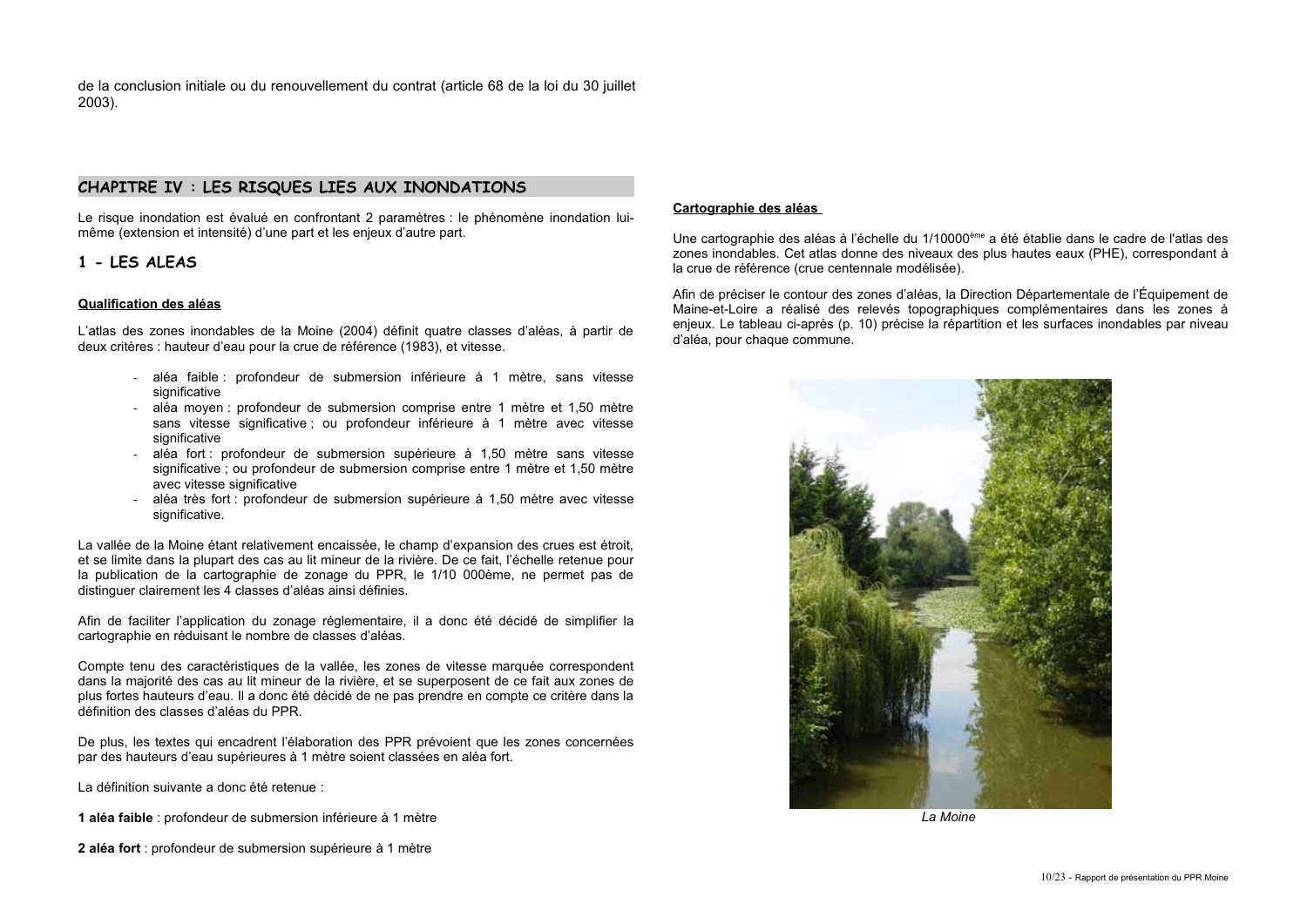de la conclusion initiale ou du renouvellement du contrat (article 68 de la loi du 30 juillet 2003).

## CHAPITRE IV : LES RISQUES LIES AUX INONDATIONS

Le risque inondation est évalué en confrontant 2 paramètres : le phénomène inondation lui-même (extension et intensité) d'une part et les enjeux d'autre part.

### 1 - LES ALEAS

#### Qualification des aléas

L'atlas des zones inondables de la Moine (2004) définit quatre classes d'aléas, à partir de deux critères : hauteur d'eau pour la crue de référence (1983), et vitesse.

- aléa faible : profondeur de submersion inférieure à 1 mètre, sans vitesse significative
- aléa moyen : profondeur de submersion comprise entre 1 mètre et 1,50 mètre sans vitesse significative ; ou profondeur inférieure à 1 mètre avec vitesse significative
- aléa fort : profondeur de submersion supérieure à 1,50 mètre sans vitesse significative ; ou profondeur de submersion comprise entre 1 mètre et 1,50 mètre avec vitesse significative
- aléa très fort : profondeur de submersion supérieure à 1,50 mètre avec vitesse significative.

La vallée de la Moine étant relativement encaissée, le champ d'expansion des crues est étroit, et se limite dans la plupart des cas au lit mineur de la rivière. De ce fait, l'échelle retenue pour la publication de la cartographie de zonage du PPR, le 1/10 000ème, ne permet pas de distinguer clairement les 4 classes d'aléas ainsi définies.

Afin de faciliter l'application du zonage réglementaire, il a donc été décidé de simplifier la cartographie en réduisant le nombre de classes d'aléas.

Compte tenu des caractéristiques de la vallée, les zones de vitesse marquée correspondent dans la majorité des cas au lit mineur de la rivière, et se superposent de ce fait aux zones de plus fortes hauteurs d'eau. Il a donc été décidé de ne pas prendre en compte ce critère dans la définition des classes d'aléas du PPR.

De plus, les textes qui encadrent l'élaboration des PPR prévoient que les zones concernées par des hauteurs d'eau supérieures à 1 mètre soient classées en aléa fort.

La définition suivante a donc été retenue :

**1 aléa faible** : profondeur de submersion inférieure à 1 mètre

**2 aléa fort** : profondeur de submersion supérieure à 1 mètre

#### Cartographie des aléas

Une cartographie des aléas à l'échelle du 1/10000ème a été établie dans le cadre de l'atlas des zones inondables. Cet atlas donne des niveaux des plus hautes eaux (PHE), correspondant à la crue de référence (crue centennale modélisée).

Afin de préciser le contour des zones d'aléas, la Direction Départementale de l'Équipement de Maine-et-Loire a réalisé des relevés topographiques complémentaires dans les zones à enjeux. Le tableau ci-après (p. 10) précise la répartition et les surfaces inondables par niveau d'aléa, pour chaque commune.

*La Moine*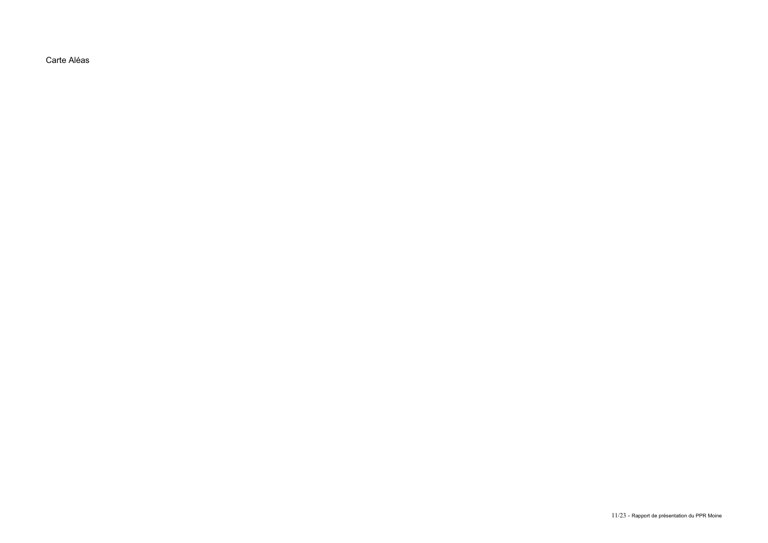Carte Aléas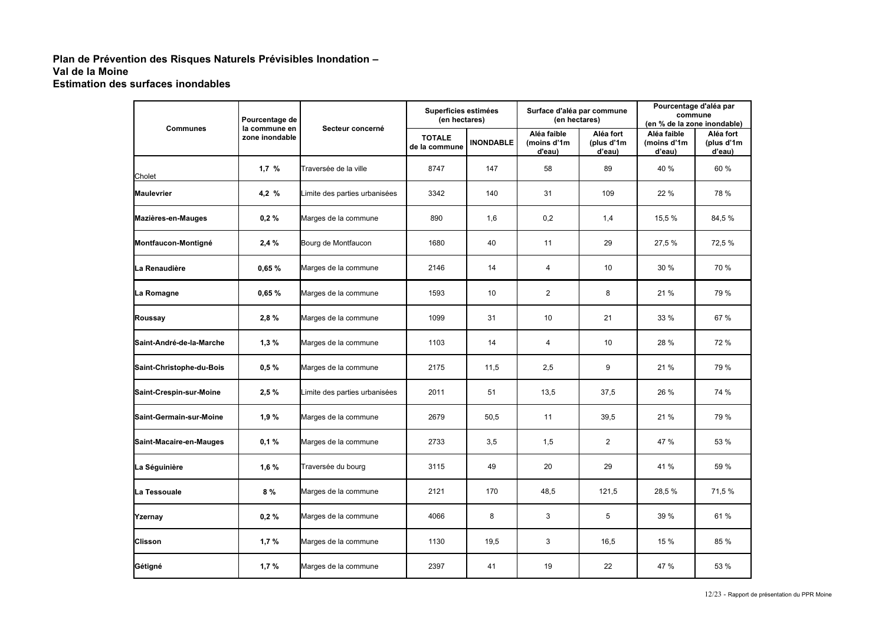**Plan de Prévention des Risques Naturels Prévisibles Inondation –**
**Val de la Moine**
**Estimation des surfaces inondables**

| Communes | Pourcentage de la commune en zone inondable | Secteur concerné | Superficies estimées (en hectares) | | Surface d'aléa par commune (en hectares) | | Pourcentage d'aléa par commune (en % de la zone inondable) | |
|---|---|---|---|---|---|---|---|---|
| | | | **TOTALE de la commune** | **INONDABLE** | **Aléa faible (moins d'1m d'eau)** | **Aléa fort (plus d'1m d'eau)** | **Aléa faible (moins d'1m d'eau)** | **Aléa fort (plus d'1m d'eau)** |
| Cholet | **1,7 %** | Traversée de la ville | 8747 | 147 | 58 | 89 | 40 % | 60 % |
| **Maulevrier** | **4,2 %** | Limite des parties urbanisées | 3342 | 140 | 31 | 109 | 22 % | 78 % |
| **Mazières-en-Mauges** | **0,2 %** | Marges de la commune | 890 | 1,6 | 0,2 | 1,4 | 15,5 % | 84,5 % |
| **Montfaucon-Montigné** | **2,4 %** | Bourg de Montfaucon | 1680 | 40 | 11 | 29 | 27,5 % | 72,5 % |
| **La Renaudière** | **0,65 %** | Marges de la commune | 2146 | 14 | 4 | 10 | 30 % | 70 % |
| **La Romagne** | **0,65 %** | Marges de la commune | 1593 | 10 | 2 | 8 | 21 % | 79 % |
| **Roussay** | **2,8 %** | Marges de la commune | 1099 | 31 | 10 | 21 | 33 % | 67 % |
| **Saint-André-de-la-Marche** | **1,3 %** | Marges de la commune | 1103 | 14 | 4 | 10 | 28 % | 72 % |
| **Saint-Christophe-du-Bois** | **0,5 %** | Marges de la commune | 2175 | 11,5 | 2,5 | 9 | 21 % | 79 % |
| **Saint-Crespin-sur-Moine** | **2,5 %** | Limite des parties urbanisées | 2011 | 51 | 13,5 | 37,5 | 26 % | 74 % |
| **Saint-Germain-sur-Moine** | **1,9 %** | Marges de la commune | 2679 | 50,5 | 11 | 39,5 | 21 % | 79 % |
| **Saint-Macaire-en-Mauges** | **0,1 %** | Marges de la commune | 2733 | 3,5 | 1,5 | 2 | 47 % | 53 % |
| **La Séguinière** | **1,6 %** | Traversée du bourg | 3115 | 49 | 20 | 29 | 41 % | 59 % |
| **La Tessouale** | **8 %** | Marges de la commune | 2121 | 170 | 48,5 | 121,5 | 28,5 % | 71,5 % |
| **Yzernay** | **0,2 %** | Marges de la commune | 4066 | 8 | 3 | 5 | 39 % | 61 % |
| **Clisson** | **1,7 %** | Marges de la commune | 1130 | 19,5 | 3 | 16,5 | 15 % | 85 % |
| **Gétigné** | **1,7 %** | Marges de la commune | 2397 | 41 | 19 | 22 | 47 % | 53 % |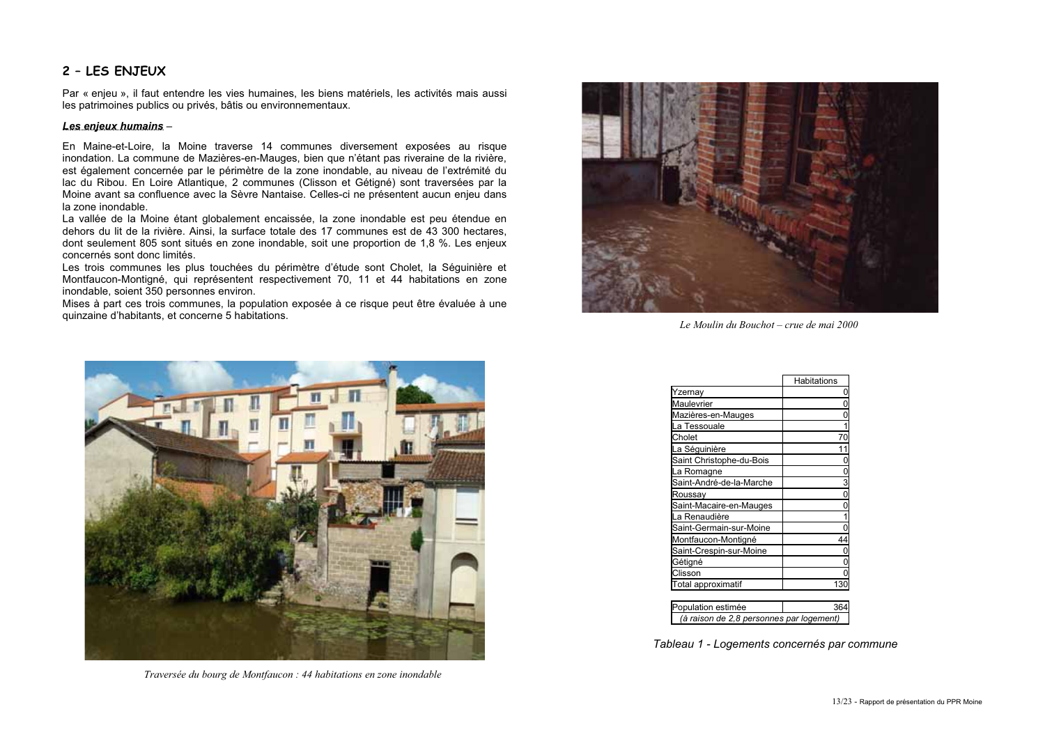## 2 – LES ENJEUX

Par « enjeu », il faut entendre les vies humaines, les biens matériels, les activités mais aussi les patrimoines publics ou privés, bâtis ou environnementaux.

***Les enjeux humains*** –

En Maine-et-Loire, la Moine traverse 14 communes diversement exposées au risque inondation. La commune de Mazières-en-Mauges, bien que n'étant pas riveraine de la rivière, est également concernée par le périmètre de la zone inondable, au niveau de l'extrémité du lac du Ribou. En Loire Atlantique, 2 communes (Clisson et Gétigné) sont traversées par la Moine avant sa confluence avec la Sèvre Nantaise. Celles-ci ne présentent aucun enjeu dans la zone inondable.

La vallée de la Moine étant globalement encaissée, la zone inondable est peu étendue en dehors du lit de la rivière. Ainsi, la surface totale des 17 communes est de 43 300 hectares, dont seulement 805 sont situés en zone inondable, soit une proportion de 1,8 %. Les enjeux concernés sont donc limités.

Les trois communes les plus touchées du périmètre d'étude sont Cholet, la Séguinière et Montfaucon-Montigné, qui représentent respectivement 70, 11 et 44 habitations en zone inondable, soient 350 personnes environ.

Mises à part ces trois communes, la population exposée à ce risque peut être évaluée à une quinzaine d'habitants, et concerne 5 habitations.

*Traversée du bourg de Montfaucon : 44 habitations en zone inondable*

*Le Moulin du Bouchot – crue de mai 2000*

| | Habitations |
|---|---|
| Yzernay | 0 |
| Maulevrier | 0 |
| Mazières-en-Mauges | 0 |
| La Tessouale | 1 |
| Cholet | 70 |
| La Séguinière | 11 |
| Saint Christophe-du-Bois | 0 |
| La Romagne | 0 |
| Saint-André-de-la-Marche | 3 |
| Roussay | 0 |
| Saint-Macaire-en-Mauges | 0 |
| La Renaudière | 1 |
| Saint-Germain-sur-Moine | 0 |
| Montfaucon-Montigné | 44 |
| Saint-Crespin-sur-Moine | 0 |
| Gétigné | 0 |
| Clisson | 0 |
| Total approximatif | 130 |

| Population estimée | 364 |
|---|---|
| *(à raison de 2,8 personnes par logement)* | |

*Tableau 1 - Logements concernés par commune*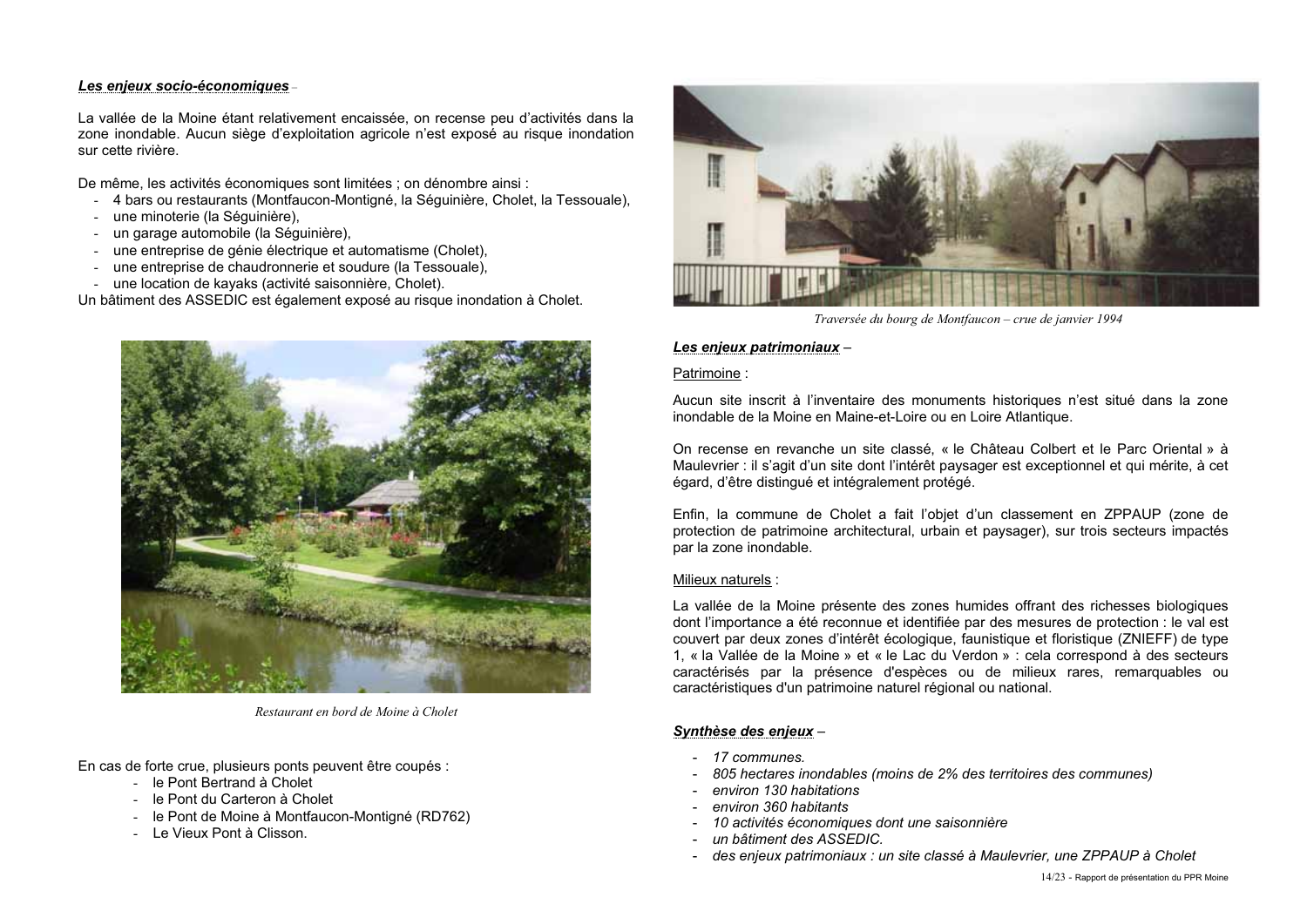### ***Les enjeux socio-économiques*** –

La vallée de la Moine étant relativement encaissée, on recense peu d'activités dans la zone inondable. Aucun siège d'exploitation agricole n'est exposé au risque inondation sur cette rivière.

De même, les activités économiques sont limitées ; on dénombre ainsi :

- 4 bars ou restaurants (Montfaucon-Montigné, la Séguinière, Cholet, la Tessouale),
- une minoterie (la Séguinière),
- un garage automobile (la Séguinière),
- une entreprise de génie électrique et automatisme (Cholet),
- une entreprise de chaudronnerie et soudure (la Tessouale),
- une location de kayaks (activité saisonnière, Cholet).

Un bâtiment des ASSEDIC est également exposé au risque inondation à Cholet.

*Restaurant en bord de Moine à Cholet*

En cas de forte crue, plusieurs ponts peuvent être coupés :

- le Pont Bertrand à Cholet
- le Pont du Carteron à Cholet
- le Pont de Moine à Montfaucon-Montigné (RD762)
- Le Vieux Pont à Clisson.

*Traversée du bourg de Montfaucon – crue de janvier 1994*

### ***Les enjeux patrimoniaux*** –

Patrimoine :

Aucun site inscrit à l'inventaire des monuments historiques n'est situé dans la zone inondable de la Moine en Maine-et-Loire ou en Loire Atlantique.

On recense en revanche un site classé, « le Château Colbert et le Parc Oriental » à Maulevrier : il s'agit d'un site dont l'intérêt paysager est exceptionnel et qui mérite, à cet égard, d'être distingué et intégralement protégé.

Enfin, la commune de Cholet a fait l'objet d'un classement en ZPPAUP (zone de protection de patrimoine architectural, urbain et paysager), sur trois secteurs impactés par la zone inondable.

Milieux naturels :

La vallée de la Moine présente des zones humides offrant des richesses biologiques dont l'importance a été reconnue et identifiée par des mesures de protection : le val est couvert par deux zones d'intérêt écologique, faunistique et floristique (ZNIEFF) de type 1, « la Vallée de la Moine » et « le Lac du Verdon » : cela correspond à des secteurs caractérisés par la présence d'espèces ou de milieux rares, remarquables ou caractéristiques d'un patrimoine naturel régional ou national.

### ***Synthèse des enjeux*** –

- *17 communes.*
- *805 hectares inondables (moins de 2% des territoires des communes)*
- *environ 130 habitations*
- *environ 360 habitants*
- *10 activités économiques dont une saisonnière*
- *un bâtiment des ASSEDIC.*
- *des enjeux patrimoniaux : un site classé à Maulevrier, une ZPPAUP à Cholet*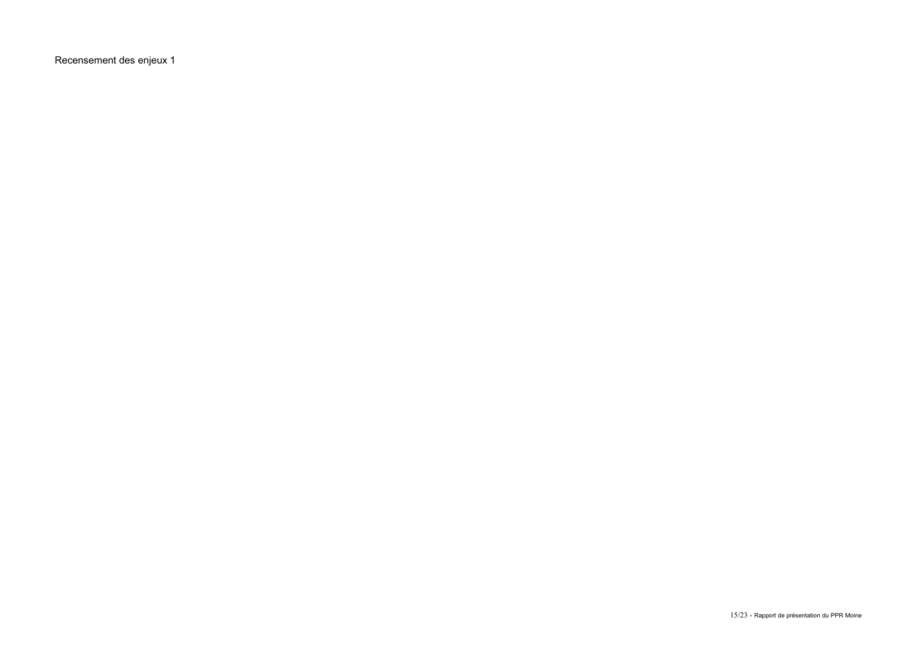Recensement des enjeux 1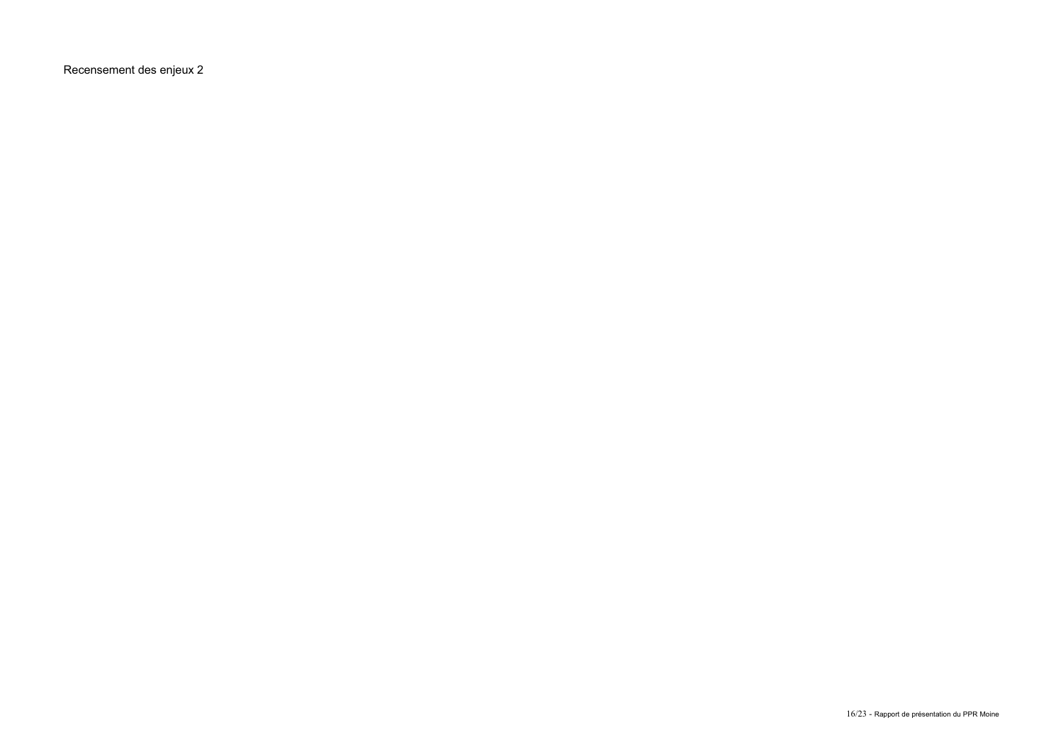Recensement des enjeux 2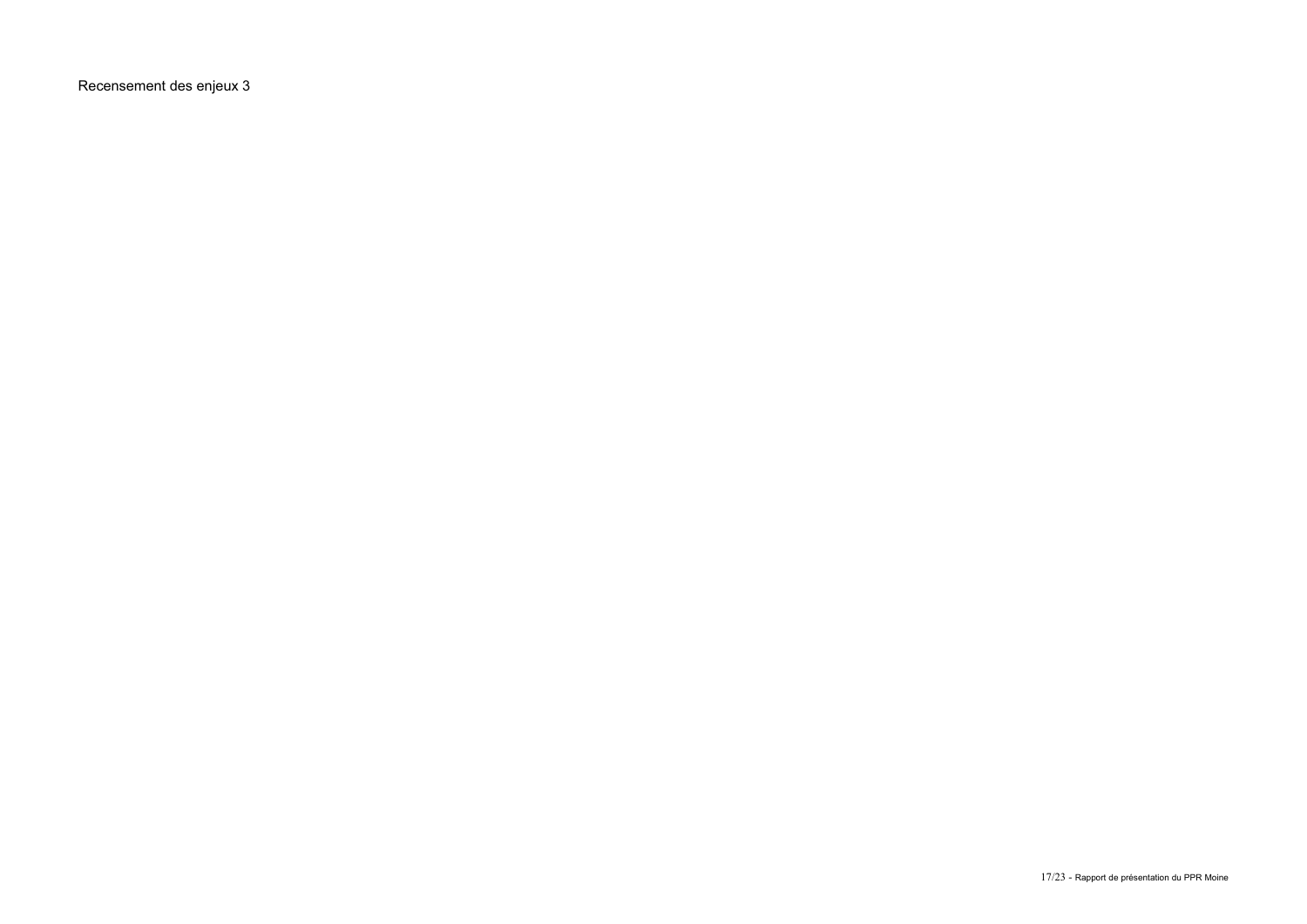Recensement des enjeux 3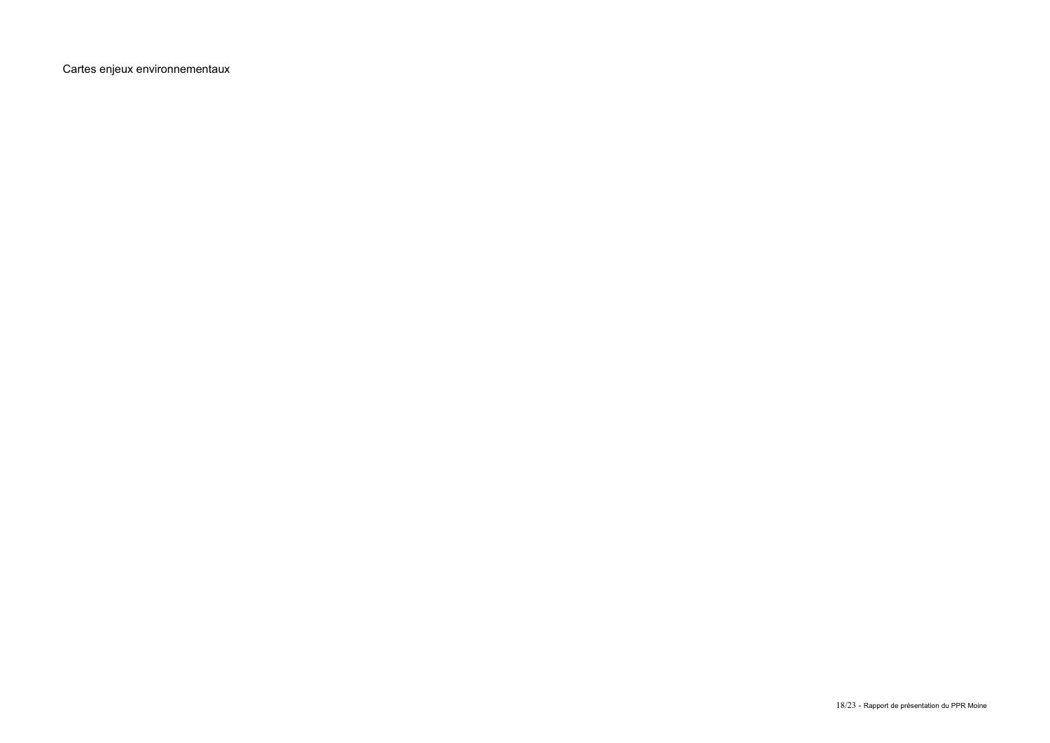Cartes enjeux environnementaux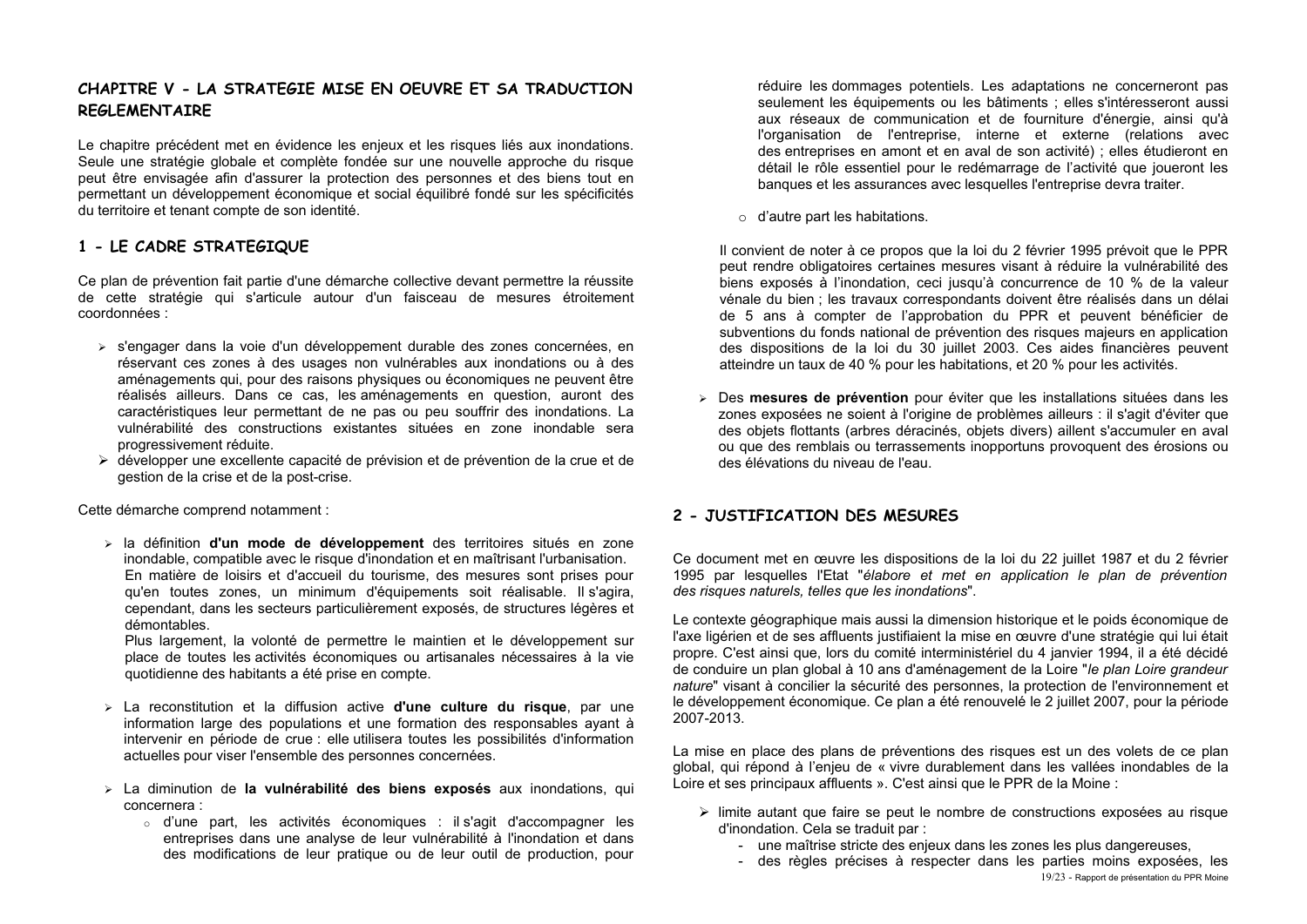## CHAPITRE V - LA STRATEGIE MISE EN OEUVRE ET SA TRADUCTION REGLEMENTAIRE

Le chapitre précédent met en évidence les enjeux et les risques liés aux inondations. Seule une stratégie globale et complète fondée sur une nouvelle approche du risque peut être envisagée afin d'assurer la protection des personnes et des biens tout en permettant un développement économique et social équilibré fondé sur les spécificités du territoire et tenant compte de son identité.

### 1 - LE CADRE STRATEGIQUE

Ce plan de prévention fait partie d'une démarche collective devant permettre la réussite de cette stratégie qui s'articule autour d'un faisceau de mesures étroitement coordonnées :

- s'engager dans la voie d'un développement durable des zones concernées, en réservant ces zones à des usages non vulnérables aux inondations ou à des aménagements qui, pour des raisons physiques ou économiques ne peuvent être réalisés ailleurs. Dans ce cas, les aménagements en question, auront des caractéristiques leur permettant de ne pas ou peu souffrir des inondations. La vulnérabilité des constructions existantes situées en zone inondable sera progressivement réduite.
- développer une excellente capacité de prévision et de prévention de la crue et de gestion de la crise et de la post-crise.

Cette démarche comprend notamment :

- la définition **d'un mode de développement** des territoires situés en zone inondable, compatible avec le risque d'inondation et en maîtrisant l'urbanisation.
  En matière de loisirs et d'accueil du tourisme, des mesures sont prises pour qu'en toutes zones, un minimum d'équipements soit réalisable. Il s'agira, cependant, dans les secteurs particulièrement exposés, de structures légères et démontables.
  Plus largement, la volonté de permettre le maintien et le développement sur place de toutes les activités économiques ou artisanales nécessaires à la vie quotidienne des habitants a été prise en compte.

- La reconstitution et la diffusion active **d'une culture du risque**, par une information large des populations et une formation des responsables ayant à intervenir en période de crue : elle utilisera toutes les possibilités d'information actuelles pour viser l'ensemble des personnes concernées.

- La diminution de **la vulnérabilité des biens exposés** aux inondations, qui concernera :
  - d'une part, les activités économiques : il s'agit d'accompagner les entreprises dans une analyse de leur vulnérabilité à l'inondation et dans des modifications de leur pratique ou de leur outil de production, pour réduire les dommages potentiels. Les adaptations ne concerneront pas seulement les équipements ou les bâtiments ; elles s'intéresseront aussi aux réseaux de communication et de fourniture d'énergie, ainsi qu'à l'organisation de l'entreprise, interne et externe (relations avec des entreprises en amont et en aval de son activité) ; elles étudieront en détail le rôle essentiel pour le redémarrage de l'activité que joueront les banques et les assurances avec lesquelles l'entreprise devra traiter.
  - d'autre part les habitations.

  Il convient de noter à ce propos que la loi du 2 février 1995 prévoit que le PPR peut rendre obligatoires certaines mesures visant à réduire la vulnérabilité des biens exposés à l'inondation, ceci jusqu'à concurrence de 10 % de la valeur vénale du bien ; les travaux correspondants doivent être réalisés dans un délai de 5 ans à compter de l'approbation du PPR et peuvent bénéficier de subventions du fonds national de prévention des risques majeurs en application des dispositions de la loi du 30 juillet 2003. Ces aides financières peuvent atteindre un taux de 40 % pour les habitations, et 20 % pour les activités.

- Des **mesures de prévention** pour éviter que les installations situées dans les zones exposées ne soient à l'origine de problèmes ailleurs : il s'agit d'éviter que des objets flottants (arbres déracinés, objets divers) aillent s'accumuler en aval ou que des remblais ou terrassements inopportuns provoquent des érosions ou des élévations du niveau de l'eau.

### 2 - JUSTIFICATION DES MESURES

Ce document met en œuvre les dispositions de la loi du 22 juillet 1987 et du 2 février 1995 par lesquelles l'Etat "*élabore et met en application le plan de prévention des risques naturels, telles que les inondations*".

Le contexte géographique mais aussi la dimension historique et le poids économique de l'axe ligérien et de ses affluents justifiaient la mise en œuvre d'une stratégie qui lui était propre. C'est ainsi que, lors du comité interministériel du 4 janvier 1994, il a été décidé de conduire un plan global à 10 ans d'aménagement de la Loire "*le plan Loire grandeur nature*" visant à concilier la sécurité des personnes, la protection de l'environnement et le développement économique. Ce plan a été renouvelé le 2 juillet 2007, pour la période 2007-2013.

La mise en place des plans de préventions des risques est un des volets de ce plan global, qui répond à l'enjeu de « vivre durablement dans les vallées inondables de la Loire et ses principaux affluents ». C'est ainsi que le PPR de la Moine :

- limite autant que faire se peut le nombre de constructions exposées au risque d'inondation. Cela se traduit par :
  - une maîtrise stricte des enjeux dans les zones les plus dangereuses,
  - des règles précises à respecter dans les parties moins exposées, les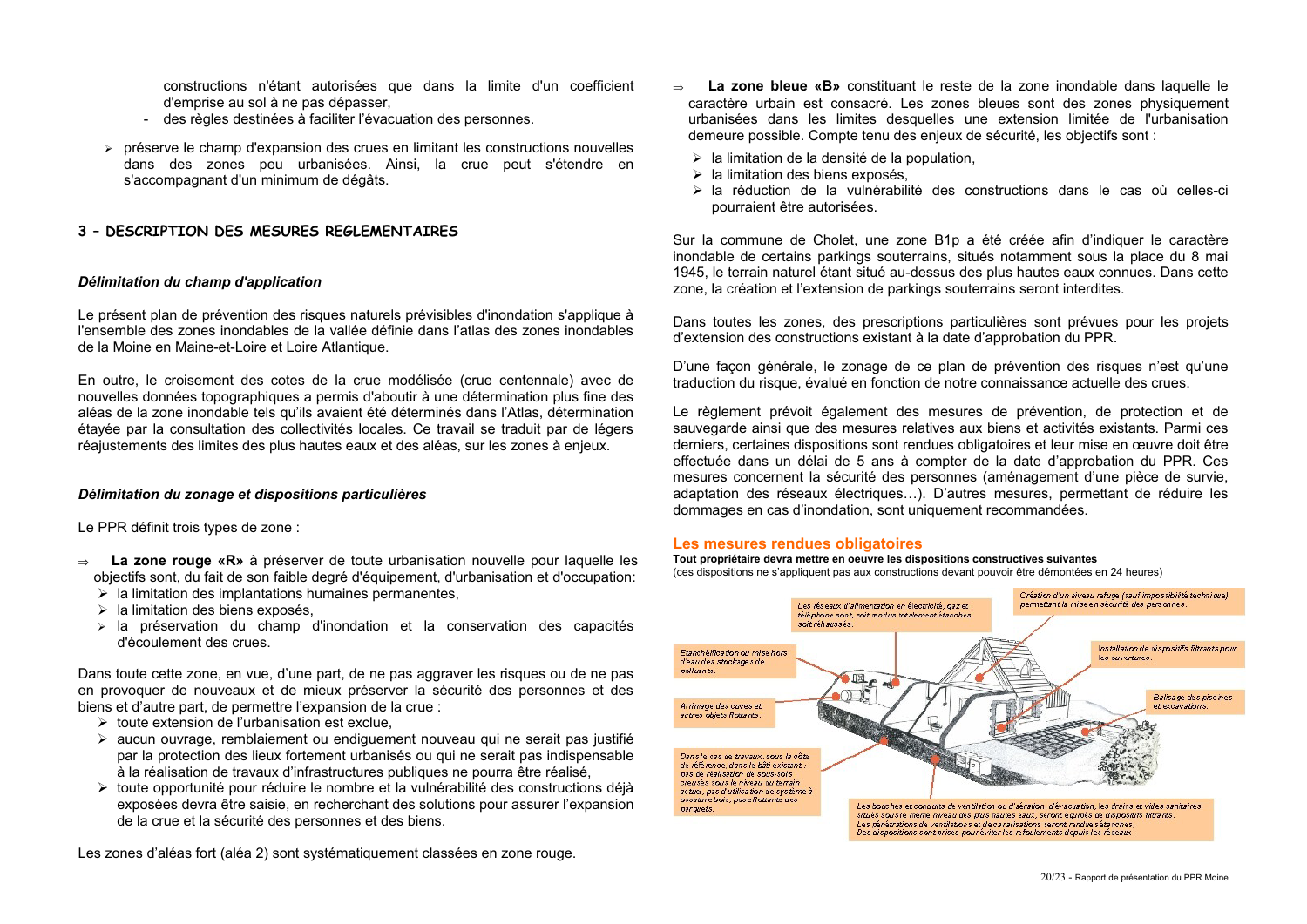constructions n'étant autorisées que dans la limite d'un coefficient d'emprise au sol à ne pas dépasser,

- des règles destinées à faciliter l'évacuation des personnes.

- préserve le champ d'expansion des crues en limitant les constructions nouvelles dans des zones peu urbanisées. Ainsi, la crue peut s'étendre en s'accompagnant d'un minimum de dégâts.

## 3 – DESCRIPTION DES MESURES REGLEMENTAIRES

### *Délimitation du champ d'application*

Le présent plan de prévention des risques naturels prévisibles d'inondation s'applique à l'ensemble des zones inondables de la vallée définie dans l'atlas des zones inondables de la Moine en Maine-et-Loire et Loire Atlantique.

En outre, le croisement des cotes de la crue modélisée (crue centennale) avec de nouvelles données topographiques a permis d'aboutir à une détermination plus fine des aléas de la zone inondable tels qu'ils avaient été déterminés dans l'Atlas, détermination étayée par la consultation des collectivités locales. Ce travail se traduit par de légers réajustements des limites des plus hautes eaux et des aléas, sur les zones à enjeux.

### *Délimitation du zonage et dispositions particulières*

Le PPR définit trois types de zone :

⇒ **La zone rouge «R»** à préserver de toute urbanisation nouvelle pour laquelle les objectifs sont, du fait de son faible degré d'équipement, d'urbanisation et d'occupation:

- la limitation des implantations humaines permanentes,
- la limitation des biens exposés,
- la préservation du champ d'inondation et la conservation des capacités d'écoulement des crues.

Dans toute cette zone, en vue, d'une part, de ne pas aggraver les risques ou de ne pas en provoquer de nouveaux et de mieux préserver la sécurité des personnes et des biens et d'autre part, de permettre l'expansion de la crue :

- toute extension de l'urbanisation est exclue,
- aucun ouvrage, remblaiement ou endiguement nouveau qui ne serait pas justifié par la protection des lieux fortement urbanisés ou qui ne serait pas indispensable à la réalisation de travaux d'infrastructures publiques ne pourra être réalisé,
- toute opportunité pour réduire le nombre et la vulnérabilité des constructions déjà exposées devra être saisie, en recherchant des solutions pour assurer l'expansion de la crue et la sécurité des personnes et des biens.

Les zones d'aléas fort (aléa 2) sont systématiquement classées en zone rouge.

⇒ **La zone bleue «B»** constituant le reste de la zone inondable dans laquelle le caractère urbain est consacré. Les zones bleues sont des zones physiquement urbanisées dans les limites desquelles une extension limitée de l'urbanisation demeure possible. Compte tenu des enjeux de sécurité, les objectifs sont :

- la limitation de la densité de la population,
- la limitation des biens exposés,
- la réduction de la vulnérabilité des constructions dans le cas où celles-ci pourraient être autorisées.

Sur la commune de Cholet, une zone B1p a été créée afin d'indiquer le caractère inondable de certains parkings souterrains, situés notamment sous la place du 8 mai 1945, le terrain naturel étant situé au-dessus des plus hautes eaux connues. Dans cette zone, la création et l'extension de parkings souterrains seront interdites.

Dans toutes les zones, des prescriptions particulières sont prévues pour les projets d'extension des constructions existant à la date d'approbation du PPR.

D'une façon générale, le zonage de ce plan de prévention des risques n'est qu'une traduction du risque, évalué en fonction de notre connaissance actuelle des crues.

Le règlement prévoit également des mesures de prévention, de protection et de sauvegarde ainsi que des mesures relatives aux biens et activités existants. Parmi ces derniers, certaines dispositions sont rendues obligatoires et leur mise en œuvre doit être effectuée dans un délai de 5 ans à compter de la date d'approbation du PPR. Ces mesures concernent la sécurité des personnes (aménagement d'une pièce de survie, adaptation des réseaux électriques…). D'autres mesures, permettant de réduire les dommages en cas d'inondation, sont uniquement recommandées.

### Les mesures rendues obligatoires

**Tout propriétaire devra mettre en oeuvre les dispositions constructives suivantes**
(ces dispositions ne s'appliquent pas aux constructions devant pouvoir être démontées en 24 heures)

Les réseaux d'alimentation en électricité, gaz et téléphone sont, soit rendus totalement étanches, soit réhaussés.

Création d'un niveau refuge (sauf impossibilité technique) permettant la mise en sécurité des personnes.

Etanchéification ou mise hors d'eau des stockages de polluants.

Installation de dispositifs filtrants pour les ouvertures.

Arrimage des cuves et autres objets flottants.

Balisage des piscines et excavations.

Dans le cas de travaux, sous la côte de référence, dans le bâti existant : pas de réalisation de sous-sols creusés sous le niveau du terrain actuel, pas d'utilisation de système à ossature bois, pose flottante des parquets.

Les bouches et conduits de ventilation ou d'aération, d'évacuation, les drains et vides sanitaires situés sous le même niveau des plus hautes eaux, seront équipés de dispositifs filtrants.
Les pénétrations de ventilations et de canalisations seront rendues étanches.
Des dispositions sont prises pour éviter les refoulements depuis les réseaux.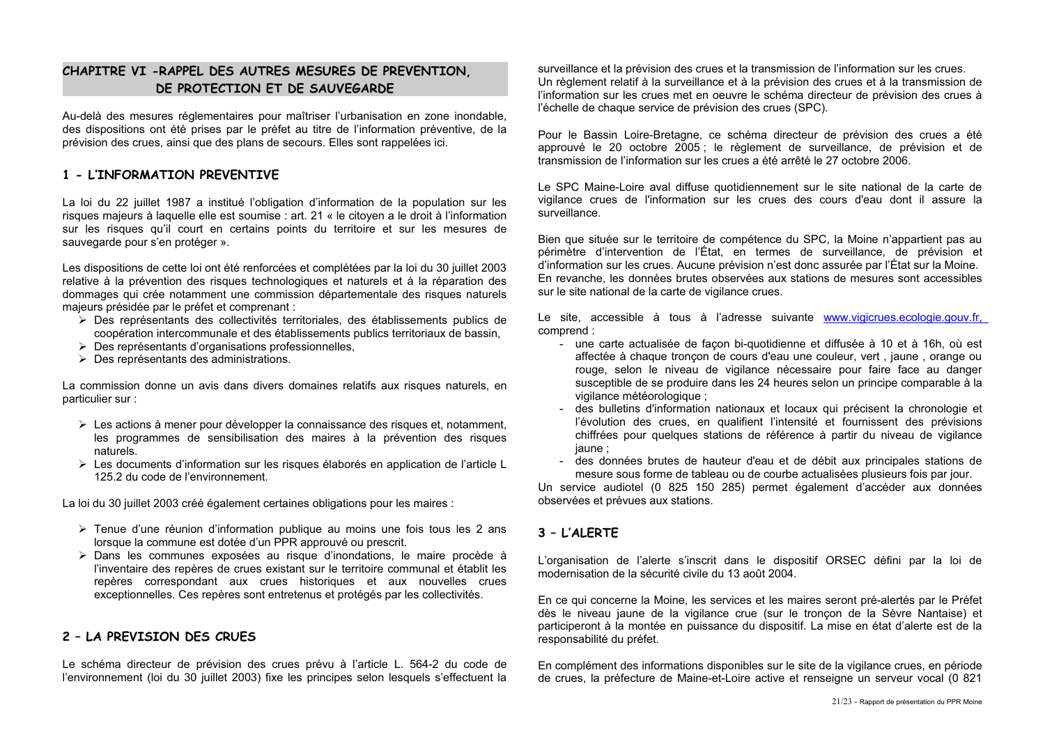## CHAPITRE VI - RAPPEL DES AUTRES MESURES DE PREVENTION, DE PROTECTION ET DE SAUVEGARDE

Au-delà des mesures réglementaires pour maîtriser l'urbanisation en zone inondable, des dispositions ont été prises par le préfet au titre de l'information préventive, de la prévision des crues, ainsi que des plans de secours. Elles sont rappelées ici.

### 1 - L'INFORMATION PREVENTIVE

La loi du 22 juillet 1987 a institué l'obligation d'information de la population sur les risques majeurs à laquelle elle est soumise : art. 21 « le citoyen a le droit à l'information sur les risques qu'il court en certains points du territoire et sur les mesures de sauvegarde pour s'en protéger ».

Les dispositions de cette loi ont été renforcées et complétées par la loi du 30 juillet 2003 relative à la prévention des risques technologiques et naturels et à la réparation des dommages qui crée notamment une commission départementale des risques naturels majeurs présidée par le préfet et comprenant :

- Des représentants des collectivités territoriales, des établissements publics de coopération intercommunale et des établissements publics territoriaux de bassin,
- Des représentants d'organisations professionnelles,
- Des représentants des administrations.

La commission donne un avis dans divers domaines relatifs aux risques naturels, en particulier sur :

- Les actions à mener pour développer la connaissance des risques et, notamment, les programmes de sensibilisation des maires à la prévention des risques naturels.
- Les documents d'information sur les risques élaborés en application de l'article L 125.2 du code de l'environnement.

La loi du 30 juillet 2003 créé également certaines obligations pour les maires :

- Tenue d'une réunion d'information publique au moins une fois tous les 2 ans lorsque la commune est dotée d'un PPR approuvé ou prescrit.
- Dans les communes exposées au risque d'inondations, le maire procède à l'inventaire des repères de crues existant sur le territoire communal et établit les repères correspondant aux crues historiques et aux nouvelles crues exceptionnelles. Ces repères sont entretenus et protégés par les collectivités.

### 2 – LA PREVISION DES CRUES

Le schéma directeur de prévision des crues prévu à l'article L. 564-2 du code de l'environnement (loi du 30 juillet 2003) fixe les principes selon lesquels s'effectuent la surveillance et la prévision des crues et la transmission de l'information sur les crues. Un règlement relatif à la surveillance et à la prévision des crues et à la transmission de l'information sur les crues met en oeuvre le schéma directeur de prévision des crues à l'échelle de chaque service de prévision des crues (SPC).

Pour le Bassin Loire-Bretagne, ce schéma directeur de prévision des crues a été approuvé le 20 octobre 2005 ; le règlement de surveillance, de prévision et de transmission de l'information sur les crues a été arrêté le 27 octobre 2006.

Le SPC Maine-Loire aval diffuse quotidiennement sur le site national de la carte de vigilance crues de l'information sur les crues des cours d'eau dont il assure la surveillance.

Bien que située sur le territoire de compétence du SPC, la Moine n'appartient pas au périmètre d'intervention de l'État, en termes de surveillance, de prévision et d'information sur les crues. Aucune prévision n'est donc assurée par l'État sur la Moine. En revanche, les données brutes observées aux stations de mesures sont accessibles sur le site national de la carte de vigilance crues.

Le site, accessible à tous à l'adresse suivante www.vigicrues.ecologie.gouv.fr, comprend :

- une carte actualisée de façon bi-quotidienne et diffusée à 10 et à 16h, où est affectée à chaque tronçon de cours d'eau une couleur, vert , jaune , orange ou rouge, selon le niveau de vigilance nécessaire pour faire face au danger susceptible de se produire dans les 24 heures selon un principe comparable à la vigilance météorologique ;
- des bulletins d'information nationaux et locaux qui précisent la chronologie et l'évolution des crues, en qualifient l'intensité et fournissent des prévisions chiffrées pour quelques stations de référence à partir du niveau de vigilance jaune ;
- des données brutes de hauteur d'eau et de débit aux principales stations de mesure sous forme de tableau ou de courbe actualisées plusieurs fois par jour.

Un service audiotel (0 825 150 285) permet également d'accéder aux données observées et prévues aux stations.

### 3 – L'ALERTE

L'organisation de l'alerte s'inscrit dans le dispositif ORSEC défini par la loi de modernisation de la sécurité civile du 13 août 2004.

En ce qui concerne la Moine, les services et les maires seront pré-alertés par le Préfet dès le niveau jaune de la vigilance crue (sur le tronçon de la Sèvre Nantaise) et participeront à la montée en puissance du dispositif. La mise en état d'alerte est de la responsabilité du préfet.

En complément des informations disponibles sur le site de la vigilance crues, en période de crues, la préfecture de Maine-et-Loire active et renseigne un serveur vocal (0 821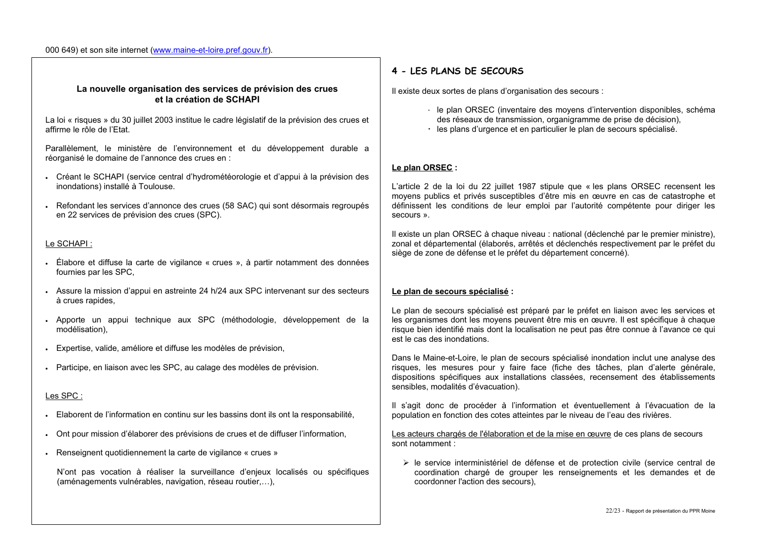000 649) et son site internet (www.maine-et-loire.pref.gouv.fr).

**La nouvelle organisation des services de prévision des crues et la création de SCHAPI**

La loi « risques » du 30 juillet 2003 institue le cadre législatif de la prévision des crues et affirme le rôle de l'Etat.

Parallèlement, le ministère de l'environnement et du développement durable a réorganisé le domaine de l'annonce des crues en :

- Créant le SCHAPI (service central d'hydrométéorologie et d'appui à la prévision des inondations) installé à Toulouse.
- Refondant les services d'annonce des crues (58 SAC) qui sont désormais regroupés en 22 services de prévision des crues (SPC).

Le SCHAPI :

- Élabore et diffuse la carte de vigilance « crues », à partir notamment des données fournies par les SPC,
- Assure la mission d'appui en astreinte 24 h/24 aux SPC intervenant sur des secteurs à crues rapides,
- Apporte un appui technique aux SPC (méthodologie, développement de la modélisation),
- Expertise, valide, améliore et diffuse les modèles de prévision,
- Participe, en liaison avec les SPC, au calage des modèles de prévision.

Les SPC :

- Elaborent de l'information en continu sur les bassins dont ils ont la responsabilité,
- Ont pour mission d'élaborer des prévisions de crues et de diffuser l'information,
- Renseignent quotidiennement la carte de vigilance « crues »

  N'ont pas vocation à réaliser la surveillance d'enjeux localisés ou spécifiques (aménagements vulnérables, navigation, réseau routier,…),

## 4 - LES PLANS DE SECOURS

Il existe deux sortes de plans d'organisation des secours :

- le plan ORSEC (inventaire des moyens d'intervention disponibles, schéma des réseaux de transmission, organigramme de prise de décision),
- les plans d'urgence et en particulier le plan de secours spécialisé.

**Le plan ORSEC :**

L'article 2 de la loi du 22 juillet 1987 stipule que « les plans ORSEC recensent les moyens publics et privés susceptibles d'être mis en œuvre en cas de catastrophe et définissent les conditions de leur emploi par l'autorité compétente pour diriger les secours ».

Il existe un plan ORSEC à chaque niveau : national (déclenché par le premier ministre), zonal et départemental (élaborés, arrêtés et déclenchés respectivement par le préfet du siège de zone de défense et le préfet du département concerné).

**Le plan de secours spécialisé :**

Le plan de secours spécialisé est préparé par le préfet en liaison avec les services et les organismes dont les moyens peuvent être mis en œuvre. Il est spécifique à chaque risque bien identifié mais dont la localisation ne peut pas être connue à l'avance ce qui est le cas des inondations.

Dans le Maine-et-Loire, le plan de secours spécialisé inondation inclut une analyse des risques, les mesures pour y faire face (fiche des tâches, plan d'alerte générale, dispositions spécifiques aux installations classées, recensement des établissements sensibles, modalités d'évacuation).

Il s'agit donc de procéder à l'information et éventuellement à l'évacuation de la population en fonction des cotes atteintes par le niveau de l'eau des rivières.

Les acteurs chargés de l'élaboration et de la mise en œuvre de ces plans de secours sont notamment :

- le service interministériel de défense et de protection civile (service central de coordination chargé de grouper les renseignements et les demandes et de coordonner l'action des secours),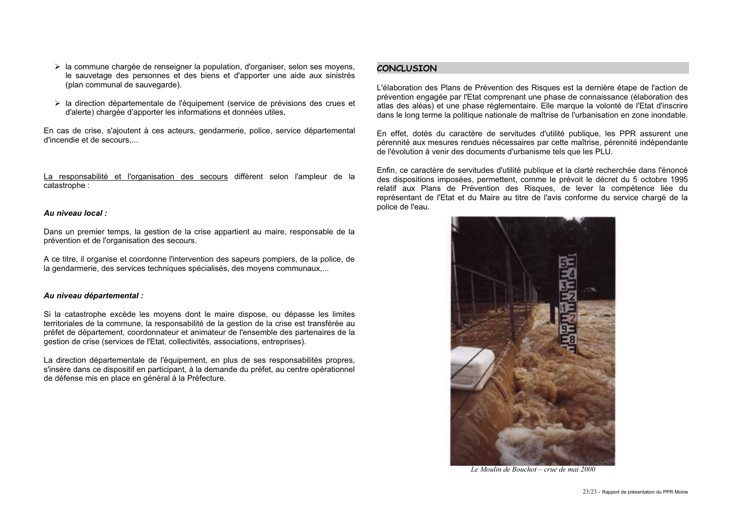- la commune chargée de renseigner la population, d'organiser, selon ses moyens, le sauvetage des personnes et des biens et d'apporter une aide aux sinistrés (plan communal de sauvegarde).

- la direction départementale de l'équipement (service de prévisions des crues et d'alerte) chargée d'apporter les informations et données utiles,

En cas de crise, s'ajoutent à ces acteurs, gendarmerie, police, service départemental d'incendie et de secours,...

La responsabilité et l'organisation des secours diffèrent selon l'ampleur de la catastrophe :

***Au niveau local :***

Dans un premier temps, la gestion de la crise appartient au maire, responsable de la prévention et de l'organisation des secours.

A ce titre, il organise et coordonne l'intervention des sapeurs pompiers, de la police, de la gendarmerie, des services techniques spécialisés, des moyens communaux,...

***Au niveau départemental :***

Si la catastrophe excède les moyens dont le maire dispose, ou dépasse les limites territoriales de la commune, la responsabilité de la gestion de la crise est transférée au préfet de département, coordonnateur et animateur de l'ensemble des partenaires de la gestion de crise (services de l'Etat, collectivités, associations, entreprises).

La direction départementale de l'équipement, en plus de ses responsabilités propres, s'insère dans ce dispositif en participant, à la demande du préfet, au centre opérationnel de défense mis en place en général à la Préfecture.

## CONCLUSION

L'élaboration des Plans de Prévention des Risques est la dernière étape de l'action de prévention engagée par l'Etat comprenant une phase de connaissance (élaboration des atlas des aléas) et une phase réglementaire. Elle marque la volonté de l'Etat d'inscrire dans le long terme la politique nationale de maîtrise de l'urbanisation en zone inondable.

En effet, dotés du caractère de servitudes d'utilité publique, les PPR assurent une pérennité aux mesures rendues nécessaires par cette maîtrise, pérennité indépendante de l'évolution à venir des documents d'urbanisme tels que les PLU.

Enfin, ce caractère de servitudes d'utilité publique et la clarté recherchée dans l'énoncé des dispositions imposées, permettent, comme le prévoit le décret du 5 octobre 1995 relatif aux Plans de Prévention des Risques, de lever la compétence liée du représentant de l'Etat et du Maire au titre de l'avis conforme du service chargé de la police de l'eau.

*Le Moulin de Bouchot – crue de mai 2000*